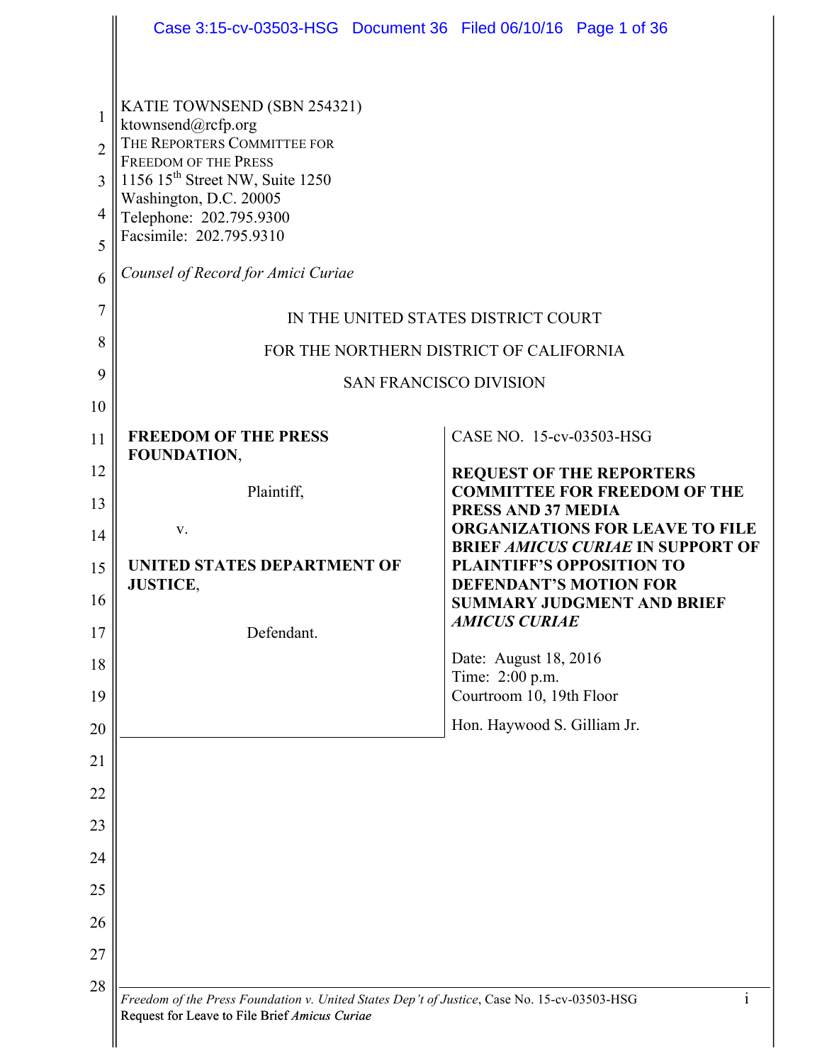KATIE TOWNSEND (SBN 254321)
ktownsend@rcfp.org
THE REPORTERS COMMITTEE FOR
FREEDOM OF THE PRESS
1156 15th Street NW, Suite 1250
Washington, D.C. 20005
Telephone: 202.795.9300
Facsimile: 202.795.9310

*Counsel of Record for Amici Curiae*

IN THE UNITED STATES DISTRICT COURT

FOR THE NORTHERN DISTRICT OF CALIFORNIA

SAN FRANCISCO DIVISION

**FREEDOM OF THE PRESS FOUNDATION**,

Plaintiff,

v.

**UNITED STATES DEPARTMENT OF JUSTICE**,

Defendant.

CASE NO. 15-cv-03503-HSG

**REQUEST OF THE REPORTERS COMMITTEE FOR FREEDOM OF THE PRESS AND 37 MEDIA ORGANIZATIONS FOR LEAVE TO FILE BRIEF *AMICUS CURIAE* IN SUPPORT OF PLAINTIFF'S OPPOSITION TO DEFENDANT'S MOTION FOR SUMMARY JUDGMENT AND BRIEF *AMICUS CURIAE***

Date: August 18, 2016
Time: 2:00 p.m.
Courtroom 10, 19th Floor

Hon. Haywood S. Gilliam Jr.

*Freedom of the Press Foundation v. United States Dep't of Justice*, Case No. 15-cv-03503-HSG
Request for Leave to File Brief *Amicus Curiae*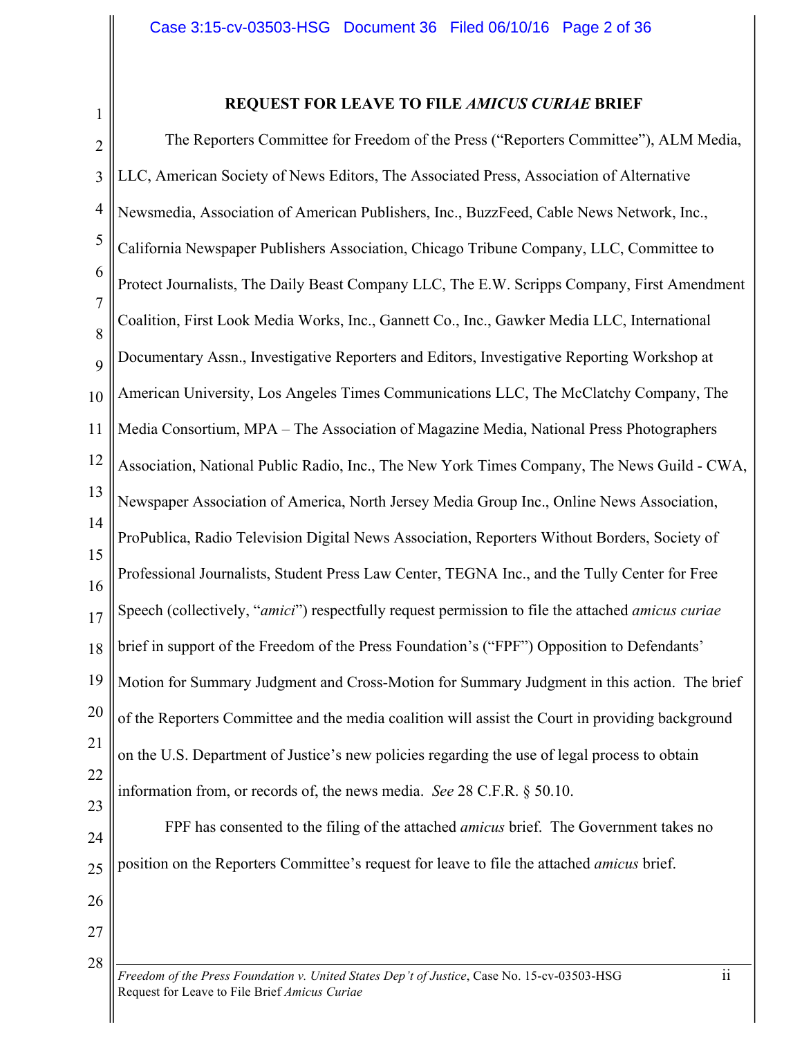## REQUEST FOR LEAVE TO FILE *AMICUS CURIAE* BRIEF

The Reporters Committee for Freedom of the Press ("Reporters Committee"), ALM Media, LLC, American Society of News Editors, The Associated Press, Association of Alternative Newsmedia, Association of American Publishers, Inc., BuzzFeed, Cable News Network, Inc., California Newspaper Publishers Association, Chicago Tribune Company, LLC, Committee to Protect Journalists, The Daily Beast Company LLC, The E.W. Scripps Company, First Amendment Coalition, First Look Media Works, Inc., Gannett Co., Inc., Gawker Media LLC, International Documentary Assn., Investigative Reporters and Editors, Investigative Reporting Workshop at American University, Los Angeles Times Communications LLC, The McClatchy Company, The Media Consortium, MPA – The Association of Magazine Media, National Press Photographers Association, National Public Radio, Inc., The New York Times Company, The News Guild - CWA, Newspaper Association of America, North Jersey Media Group Inc., Online News Association, ProPublica, Radio Television Digital News Association, Reporters Without Borders, Society of Professional Journalists, Student Press Law Center, TEGNA Inc., and the Tully Center for Free Speech (collectively, "*amici*") respectfully request permission to file the attached *amicus curiae* brief in support of the Freedom of the Press Foundation's ("FPF") Opposition to Defendants' Motion for Summary Judgment and Cross-Motion for Summary Judgment in this action. The brief of the Reporters Committee and the media coalition will assist the Court in providing background on the U.S. Department of Justice's new policies regarding the use of legal process to obtain information from, or records of, the news media. *See* 28 C.F.R. § 50.10.

FPF has consented to the filing of the attached *amicus* brief. The Government takes no position on the Reporters Committee's request for leave to file the attached *amicus* brief.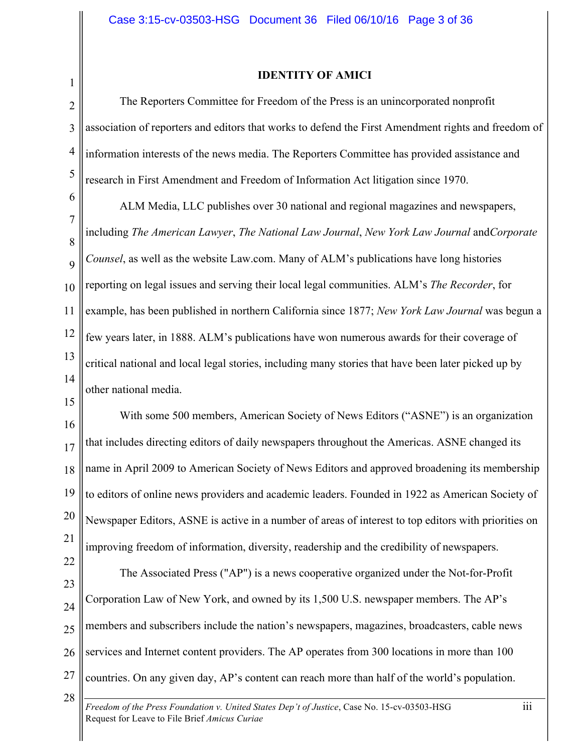**IDENTITY OF AMICI**

The Reporters Committee for Freedom of the Press is an unincorporated nonprofit association of reporters and editors that works to defend the First Amendment rights and freedom of information interests of the news media. The Reporters Committee has provided assistance and research in First Amendment and Freedom of Information Act litigation since 1970.

ALM Media, LLC publishes over 30 national and regional magazines and newspapers, including *The American Lawyer*, *The National Law Journal*, *New York Law Journal* and*Corporate Counsel*, as well as the website Law.com. Many of ALM's publications have long histories reporting on legal issues and serving their local legal communities. ALM's *The Recorder*, for example, has been published in northern California since 1877; *New York Law Journal* was begun a few years later, in 1888. ALM's publications have won numerous awards for their coverage of critical national and local legal stories, including many stories that have been later picked up by other national media.

With some 500 members, American Society of News Editors ("ASNE") is an organization that includes directing editors of daily newspapers throughout the Americas. ASNE changed its name in April 2009 to American Society of News Editors and approved broadening its membership to editors of online news providers and academic leaders. Founded in 1922 as American Society of Newspaper Editors, ASNE is active in a number of areas of interest to top editors with priorities on improving freedom of information, diversity, readership and the credibility of newspapers.

The Associated Press ("AP") is a news cooperative organized under the Not-for-Profit Corporation Law of New York, and owned by its 1,500 U.S. newspaper members. The AP's members and subscribers include the nation's newspapers, magazines, broadcasters, cable news services and Internet content providers. The AP operates from 300 locations in more than 100 countries. On any given day, AP's content can reach more than half of the world's population.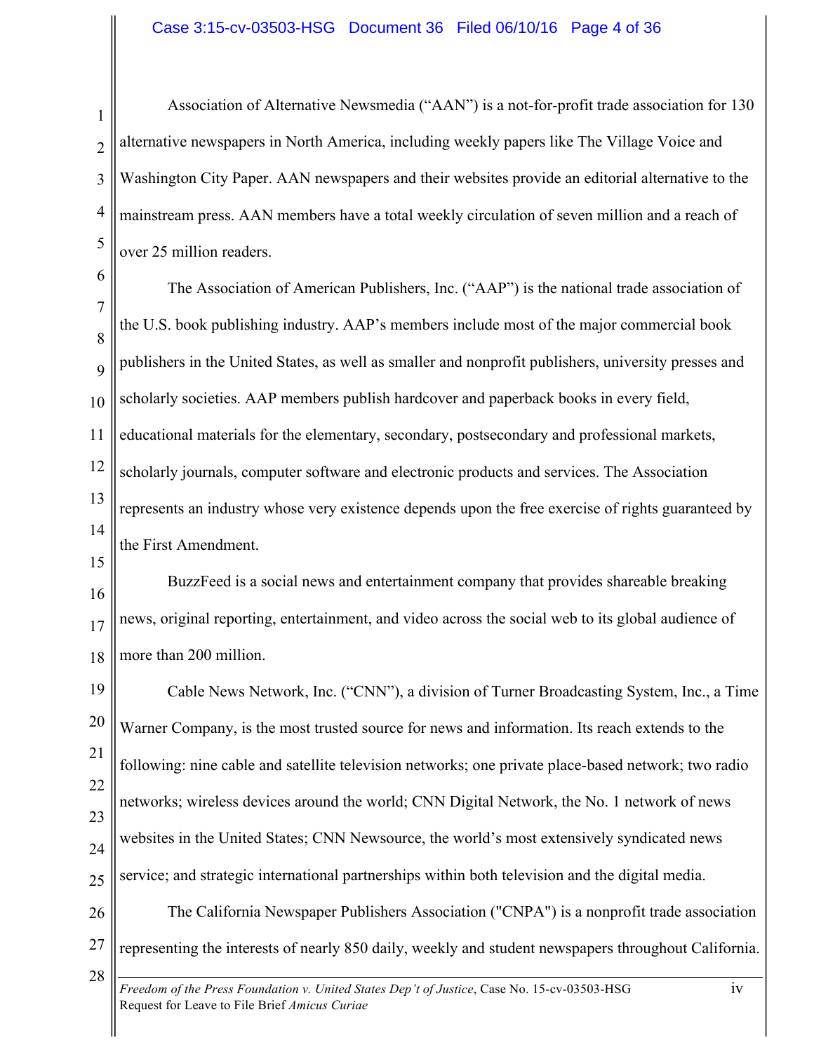Association of Alternative Newsmedia ("AAN") is a not-for-profit trade association for 130 alternative newspapers in North America, including weekly papers like The Village Voice and Washington City Paper. AAN newspapers and their websites provide an editorial alternative to the mainstream press. AAN members have a total weekly circulation of seven million and a reach of over 25 million readers.

The Association of American Publishers, Inc. ("AAP") is the national trade association of the U.S. book publishing industry. AAP's members include most of the major commercial book publishers in the United States, as well as smaller and nonprofit publishers, university presses and scholarly societies. AAP members publish hardcover and paperback books in every field, educational materials for the elementary, secondary, postsecondary and professional markets, scholarly journals, computer software and electronic products and services. The Association represents an industry whose very existence depends upon the free exercise of rights guaranteed by the First Amendment.

BuzzFeed is a social news and entertainment company that provides shareable breaking news, original reporting, entertainment, and video across the social web to its global audience of more than 200 million.

Cable News Network, Inc. ("CNN"), a division of Turner Broadcasting System, Inc., a Time Warner Company, is the most trusted source for news and information. Its reach extends to the following: nine cable and satellite television networks; one private place-based network; two radio networks; wireless devices around the world; CNN Digital Network, the No. 1 network of news websites in the United States; CNN Newsource, the world's most extensively syndicated news service; and strategic international partnerships within both television and the digital media.

The California Newspaper Publishers Association ("CNPA") is a nonprofit trade association representing the interests of nearly 850 daily, weekly and student newspapers throughout California.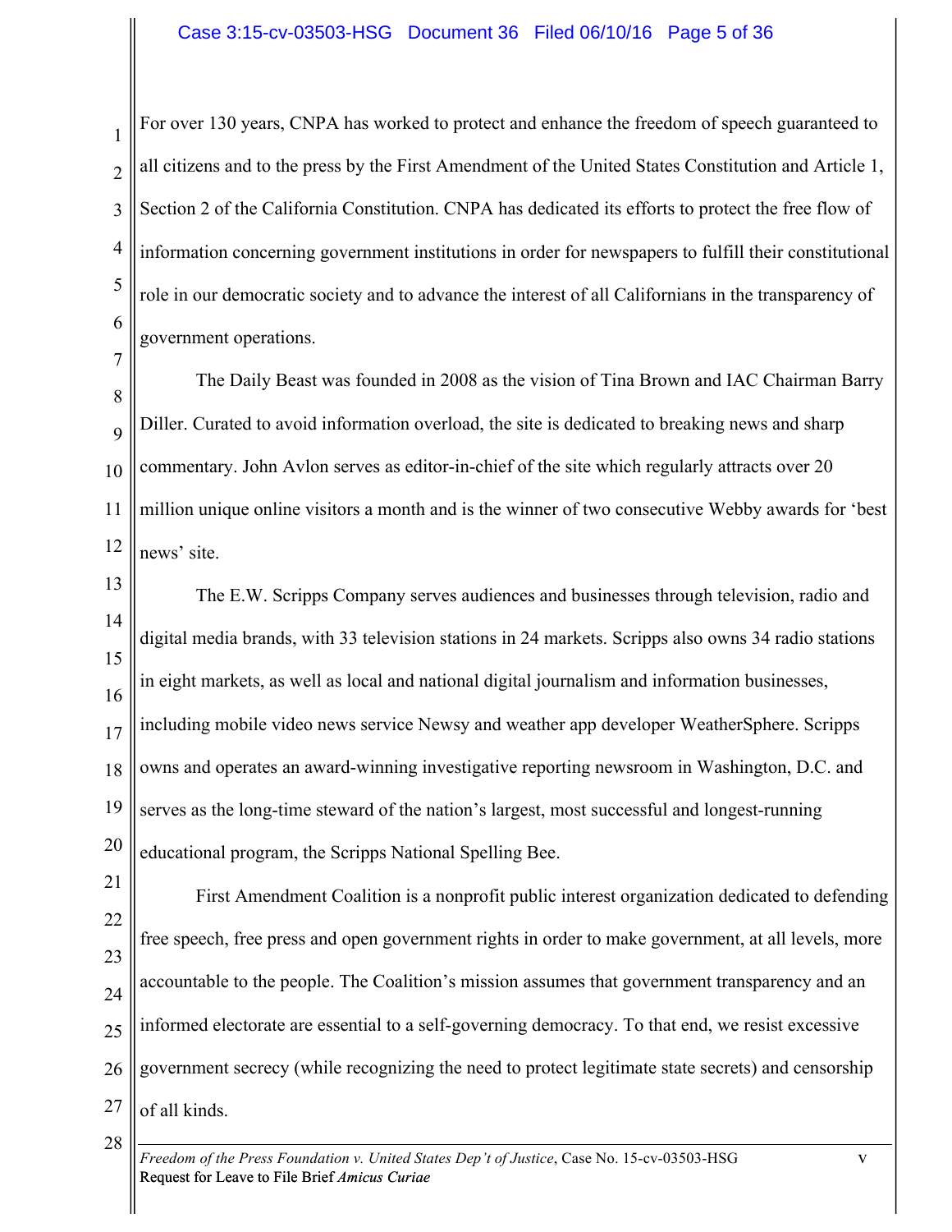For over 130 years, CNPA has worked to protect and enhance the freedom of speech guaranteed to all citizens and to the press by the First Amendment of the United States Constitution and Article 1, Section 2 of the California Constitution. CNPA has dedicated its efforts to protect the free flow of information concerning government institutions in order for newspapers to fulfill their constitutional role in our democratic society and to advance the interest of all Californians in the transparency of government operations.

The Daily Beast was founded in 2008 as the vision of Tina Brown and IAC Chairman Barry Diller. Curated to avoid information overload, the site is dedicated to breaking news and sharp commentary. John Avlon serves as editor-in-chief of the site which regularly attracts over 20 million unique online visitors a month and is the winner of two consecutive Webby awards for 'best news' site.

The E.W. Scripps Company serves audiences and businesses through television, radio and digital media brands, with 33 television stations in 24 markets. Scripps also owns 34 radio stations in eight markets, as well as local and national digital journalism and information businesses, including mobile video news service Newsy and weather app developer WeatherSphere. Scripps owns and operates an award-winning investigative reporting newsroom in Washington, D.C. and serves as the long-time steward of the nation's largest, most successful and longest-running educational program, the Scripps National Spelling Bee.

First Amendment Coalition is a nonprofit public interest organization dedicated to defending free speech, free press and open government rights in order to make government, at all levels, more accountable to the people. The Coalition's mission assumes that government transparency and an informed electorate are essential to a self-governing democracy. To that end, we resist excessive government secrecy (while recognizing the need to protect legitimate state secrets) and censorship of all kinds.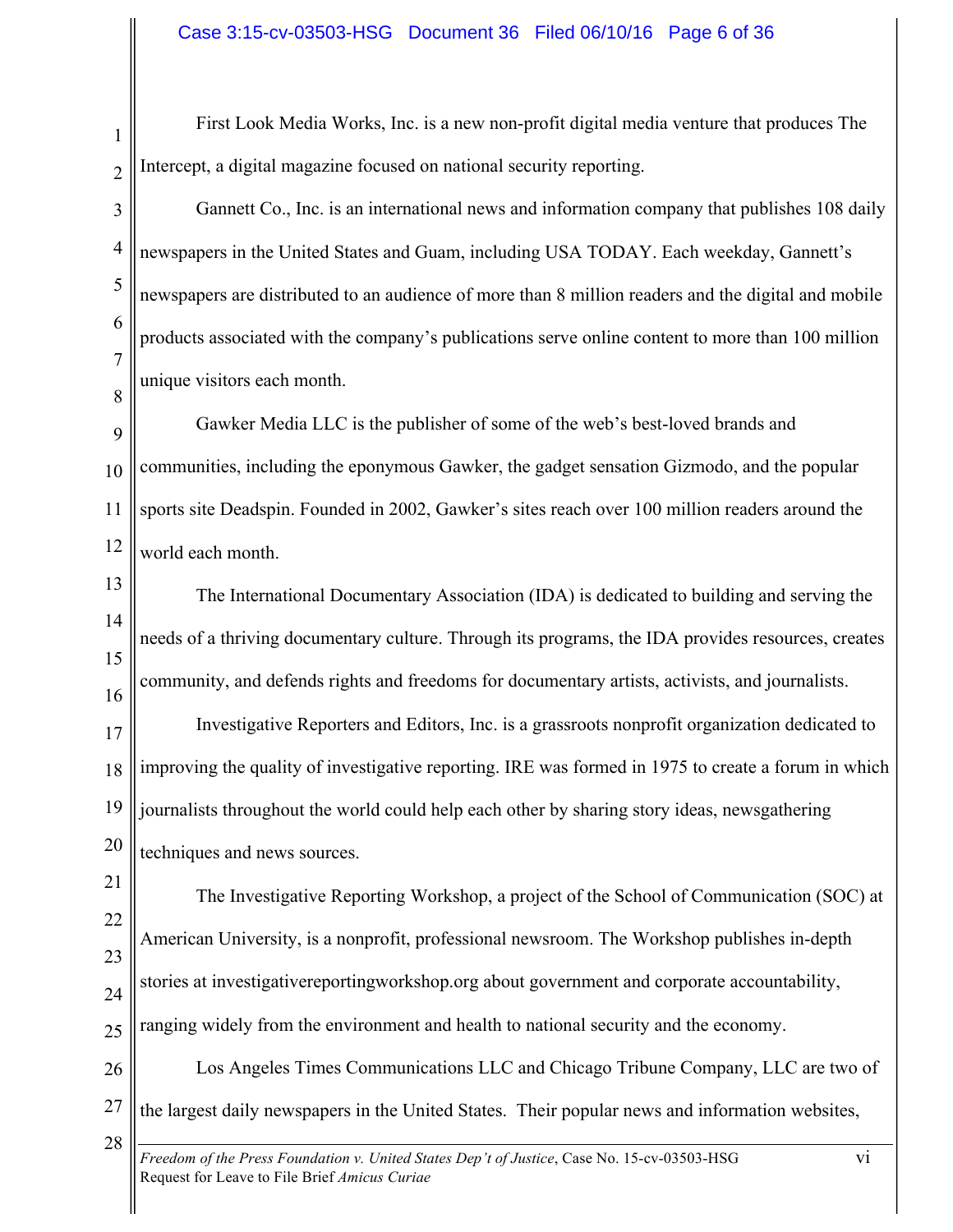First Look Media Works, Inc. is a new non-profit digital media venture that produces The Intercept, a digital magazine focused on national security reporting.

Gannett Co., Inc. is an international news and information company that publishes 108 daily newspapers in the United States and Guam, including USA TODAY. Each weekday, Gannett's newspapers are distributed to an audience of more than 8 million readers and the digital and mobile products associated with the company's publications serve online content to more than 100 million unique visitors each month.

Gawker Media LLC is the publisher of some of the web's best-loved brands and communities, including the eponymous Gawker, the gadget sensation Gizmodo, and the popular sports site Deadspin. Founded in 2002, Gawker's sites reach over 100 million readers around the world each month.

The International Documentary Association (IDA) is dedicated to building and serving the needs of a thriving documentary culture. Through its programs, the IDA provides resources, creates community, and defends rights and freedoms for documentary artists, activists, and journalists.

Investigative Reporters and Editors, Inc. is a grassroots nonprofit organization dedicated to improving the quality of investigative reporting. IRE was formed in 1975 to create a forum in which journalists throughout the world could help each other by sharing story ideas, newsgathering techniques and news sources.

The Investigative Reporting Workshop, a project of the School of Communication (SOC) at American University, is a nonprofit, professional newsroom. The Workshop publishes in-depth stories at investigativereportingworkshop.org about government and corporate accountability, ranging widely from the environment and health to national security and the economy.

Los Angeles Times Communications LLC and Chicago Tribune Company, LLC are two of the largest daily newspapers in the United States. Their popular news and information websites,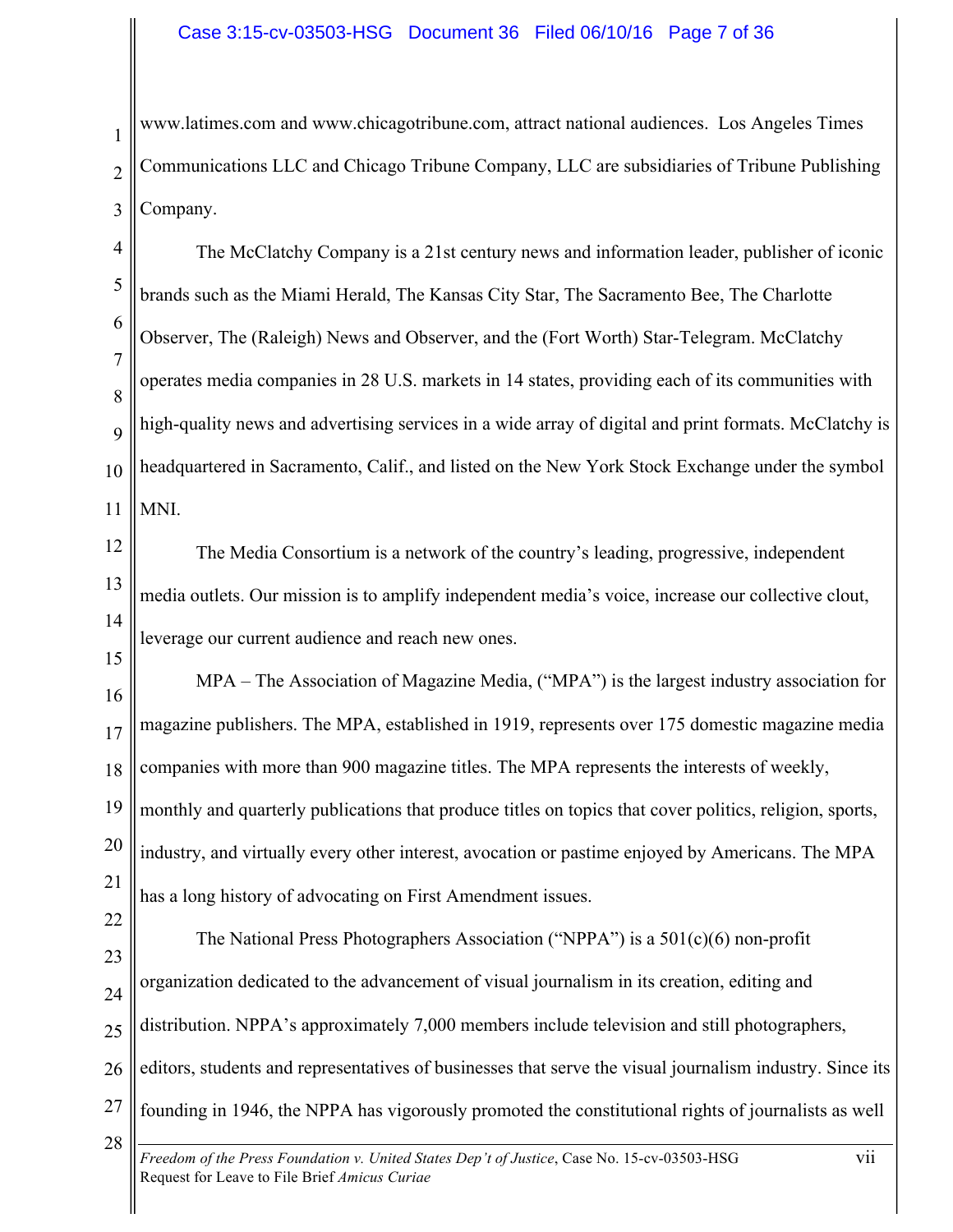www.latimes.com and www.chicagotribune.com, attract national audiences. Los Angeles Times Communications LLC and Chicago Tribune Company, LLC are subsidiaries of Tribune Publishing Company.

The McClatchy Company is a 21st century news and information leader, publisher of iconic brands such as the Miami Herald, The Kansas City Star, The Sacramento Bee, The Charlotte Observer, The (Raleigh) News and Observer, and the (Fort Worth) Star-Telegram. McClatchy operates media companies in 28 U.S. markets in 14 states, providing each of its communities with high-quality news and advertising services in a wide array of digital and print formats. McClatchy is headquartered in Sacramento, Calif., and listed on the New York Stock Exchange under the symbol MNI.

The Media Consortium is a network of the country's leading, progressive, independent media outlets. Our mission is to amplify independent media's voice, increase our collective clout, leverage our current audience and reach new ones.

MPA – The Association of Magazine Media, ("MPA") is the largest industry association for magazine publishers. The MPA, established in 1919, represents over 175 domestic magazine media companies with more than 900 magazine titles. The MPA represents the interests of weekly, monthly and quarterly publications that produce titles on topics that cover politics, religion, sports, industry, and virtually every other interest, avocation or pastime enjoyed by Americans. The MPA has a long history of advocating on First Amendment issues.

The National Press Photographers Association ("NPPA") is a 501(c)(6) non-profit organization dedicated to the advancement of visual journalism in its creation, editing and distribution. NPPA's approximately 7,000 members include television and still photographers, editors, students and representatives of businesses that serve the visual journalism industry. Since its founding in 1946, the NPPA has vigorously promoted the constitutional rights of journalists as well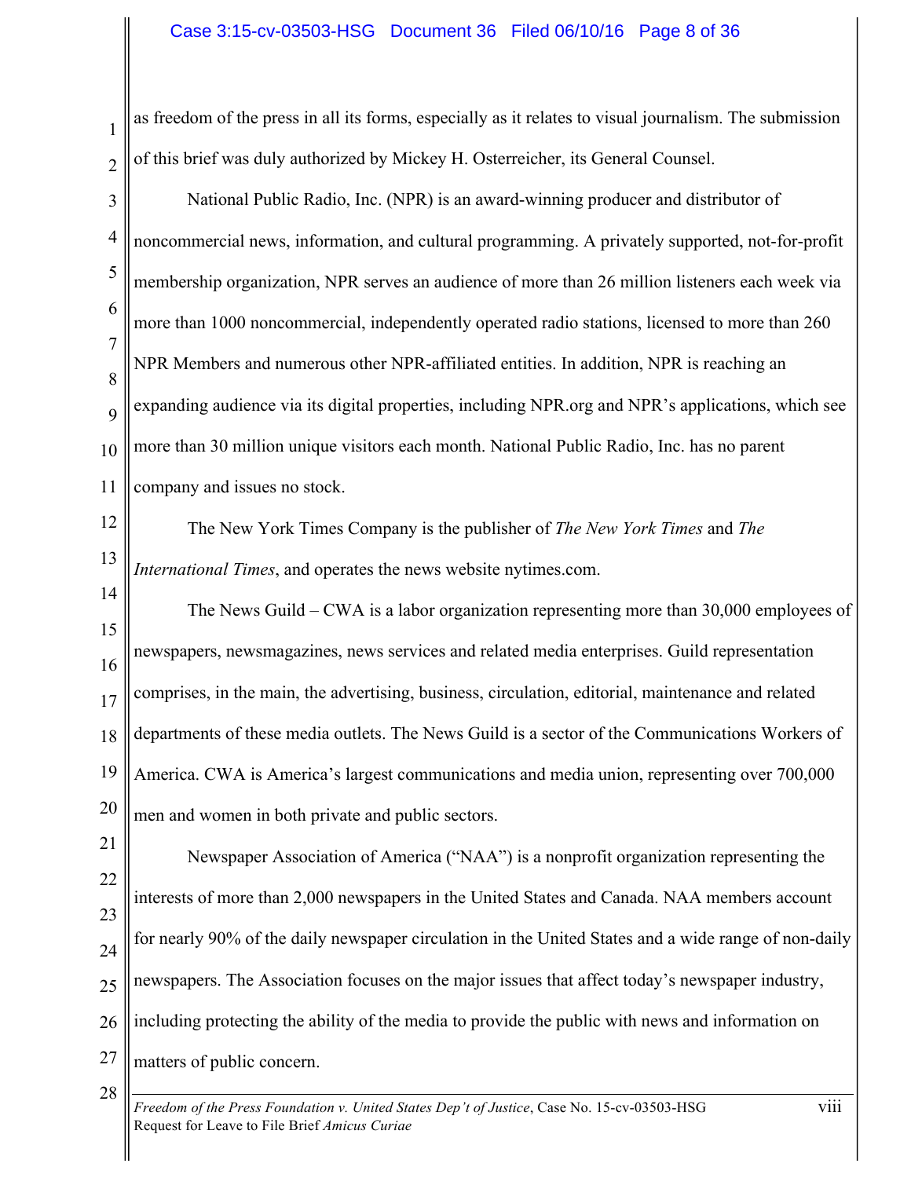as freedom of the press in all its forms, especially as it relates to visual journalism. The submission of this brief was duly authorized by Mickey H. Osterreicher, its General Counsel.

National Public Radio, Inc. (NPR) is an award-winning producer and distributor of noncommercial news, information, and cultural programming. A privately supported, not-for-profit membership organization, NPR serves an audience of more than 26 million listeners each week via more than 1000 noncommercial, independently operated radio stations, licensed to more than 260 NPR Members and numerous other NPR-affiliated entities. In addition, NPR is reaching an expanding audience via its digital properties, including NPR.org and NPR's applications, which see more than 30 million unique visitors each month. National Public Radio, Inc. has no parent company and issues no stock.

The New York Times Company is the publisher of *The New York Times* and *The International Times*, and operates the news website nytimes.com.

The News Guild – CWA is a labor organization representing more than 30,000 employees of newspapers, newsmagazines, news services and related media enterprises. Guild representation comprises, in the main, the advertising, business, circulation, editorial, maintenance and related departments of these media outlets. The News Guild is a sector of the Communications Workers of America. CWA is America's largest communications and media union, representing over 700,000 men and women in both private and public sectors.

Newspaper Association of America ("NAA") is a nonprofit organization representing the interests of more than 2,000 newspapers in the United States and Canada. NAA members account for nearly 90% of the daily newspaper circulation in the United States and a wide range of non-daily newspapers. The Association focuses on the major issues that affect today's newspaper industry, including protecting the ability of the media to provide the public with news and information on matters of public concern.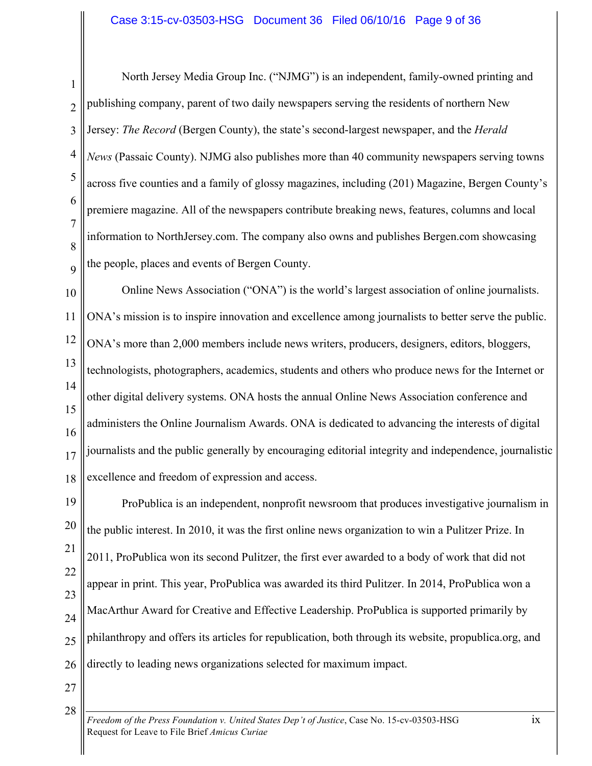North Jersey Media Group Inc. ("NJMG") is an independent, family-owned printing and publishing company, parent of two daily newspapers serving the residents of northern New Jersey: *The Record* (Bergen County), the state's second-largest newspaper, and the *Herald News* (Passaic County). NJMG also publishes more than 40 community newspapers serving towns across five counties and a family of glossy magazines, including (201) Magazine, Bergen County's premiere magazine. All of the newspapers contribute breaking news, features, columns and local information to NorthJersey.com. The company also owns and publishes Bergen.com showcasing the people, places and events of Bergen County.

Online News Association ("ONA") is the world's largest association of online journalists. ONA's mission is to inspire innovation and excellence among journalists to better serve the public. ONA's more than 2,000 members include news writers, producers, designers, editors, bloggers, technologists, photographers, academics, students and others who produce news for the Internet or other digital delivery systems. ONA hosts the annual Online News Association conference and administers the Online Journalism Awards. ONA is dedicated to advancing the interests of digital journalists and the public generally by encouraging editorial integrity and independence, journalistic excellence and freedom of expression and access.

ProPublica is an independent, nonprofit newsroom that produces investigative journalism in the public interest. In 2010, it was the first online news organization to win a Pulitzer Prize. In 2011, ProPublica won its second Pulitzer, the first ever awarded to a body of work that did not appear in print. This year, ProPublica was awarded its third Pulitzer. In 2014, ProPublica won a MacArthur Award for Creative and Effective Leadership. ProPublica is supported primarily by philanthropy and offers its articles for republication, both through its website, propublica.org, and directly to leading news organizations selected for maximum impact.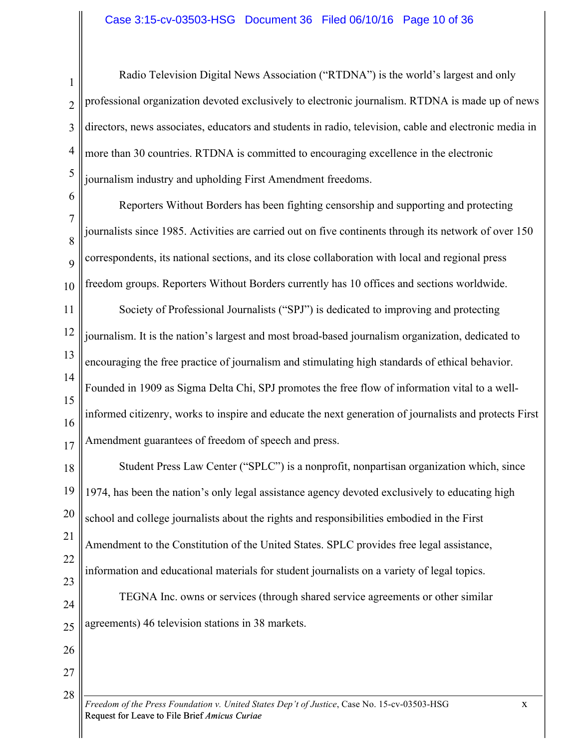Radio Television Digital News Association ("RTDNA") is the world's largest and only professional organization devoted exclusively to electronic journalism. RTDNA is made up of news directors, news associates, educators and students in radio, television, cable and electronic media in more than 30 countries. RTDNA is committed to encouraging excellence in the electronic journalism industry and upholding First Amendment freedoms.

Reporters Without Borders has been fighting censorship and supporting and protecting journalists since 1985. Activities are carried out on five continents through its network of over 150 correspondents, its national sections, and its close collaboration with local and regional press freedom groups. Reporters Without Borders currently has 10 offices and sections worldwide.

Society of Professional Journalists ("SPJ") is dedicated to improving and protecting journalism. It is the nation's largest and most broad-based journalism organization, dedicated to encouraging the free practice of journalism and stimulating high standards of ethical behavior. Founded in 1909 as Sigma Delta Chi, SPJ promotes the free flow of information vital to a well-informed citizenry, works to inspire and educate the next generation of journalists and protects First Amendment guarantees of freedom of speech and press.

Student Press Law Center ("SPLC") is a nonprofit, nonpartisan organization which, since 1974, has been the nation's only legal assistance agency devoted exclusively to educating high school and college journalists about the rights and responsibilities embodied in the First Amendment to the Constitution of the United States. SPLC provides free legal assistance, information and educational materials for student journalists on a variety of legal topics.

TEGNA Inc. owns or services (through shared service agreements or other similar agreements) 46 television stations in 38 markets.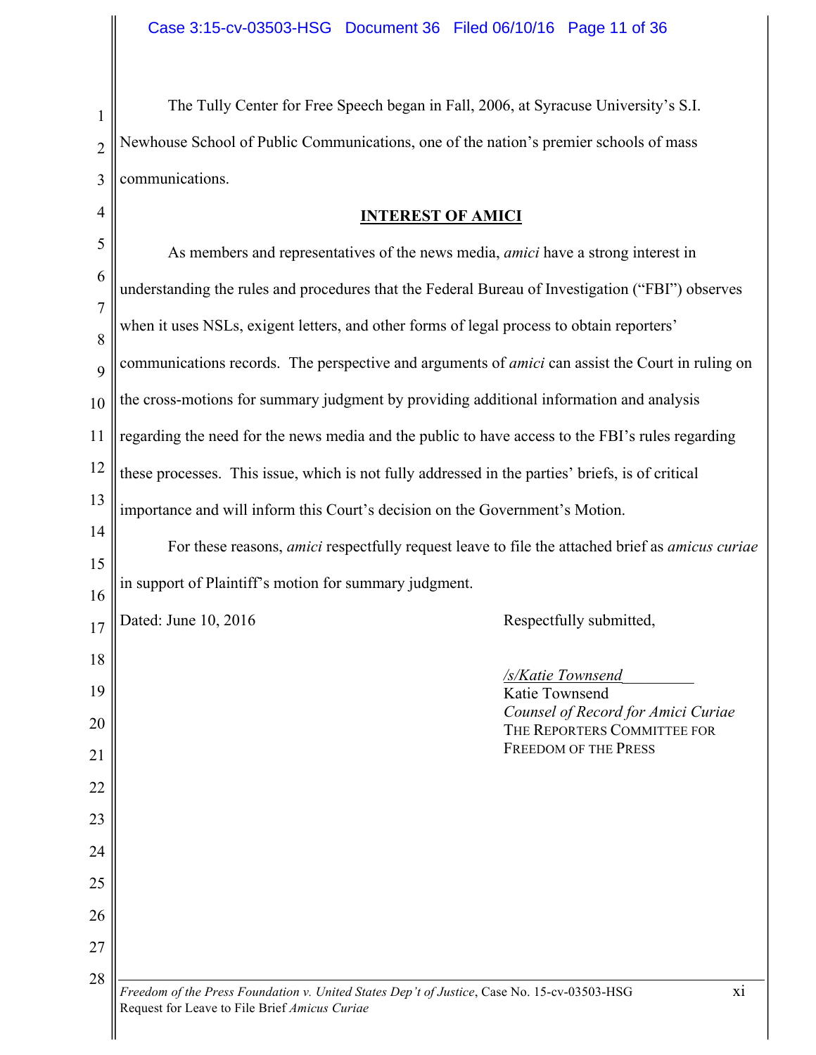The Tully Center for Free Speech began in Fall, 2006, at Syracuse University's S.I. Newhouse School of Public Communications, one of the nation's premier schools of mass communications.

## INTEREST OF AMICI

As members and representatives of the news media, *amici* have a strong interest in understanding the rules and procedures that the Federal Bureau of Investigation ("FBI") observes when it uses NSLs, exigent letters, and other forms of legal process to obtain reporters' communications records. The perspective and arguments of *amici* can assist the Court in ruling on the cross-motions for summary judgment by providing additional information and analysis regarding the need for the news media and the public to have access to the FBI's rules regarding these processes. This issue, which is not fully addressed in the parties' briefs, is of critical importance and will inform this Court's decision on the Government's Motion.

For these reasons, *amici* respectfully request leave to file the attached brief as *amicus curiae* in support of Plaintiff's motion for summary judgment.

Dated: June 10, 2016

Respectfully submitted,

*/s/Katie Townsend*
Katie Townsend
*Counsel of Record for Amici Curiae*
THE REPORTERS COMMITTEE FOR FREEDOM OF THE PRESS

*Freedom of the Press Foundation v. United States Dep't of Justice*, Case No. 15-cv-03503-HSG
Request for Leave to File Brief *Amicus Curiae*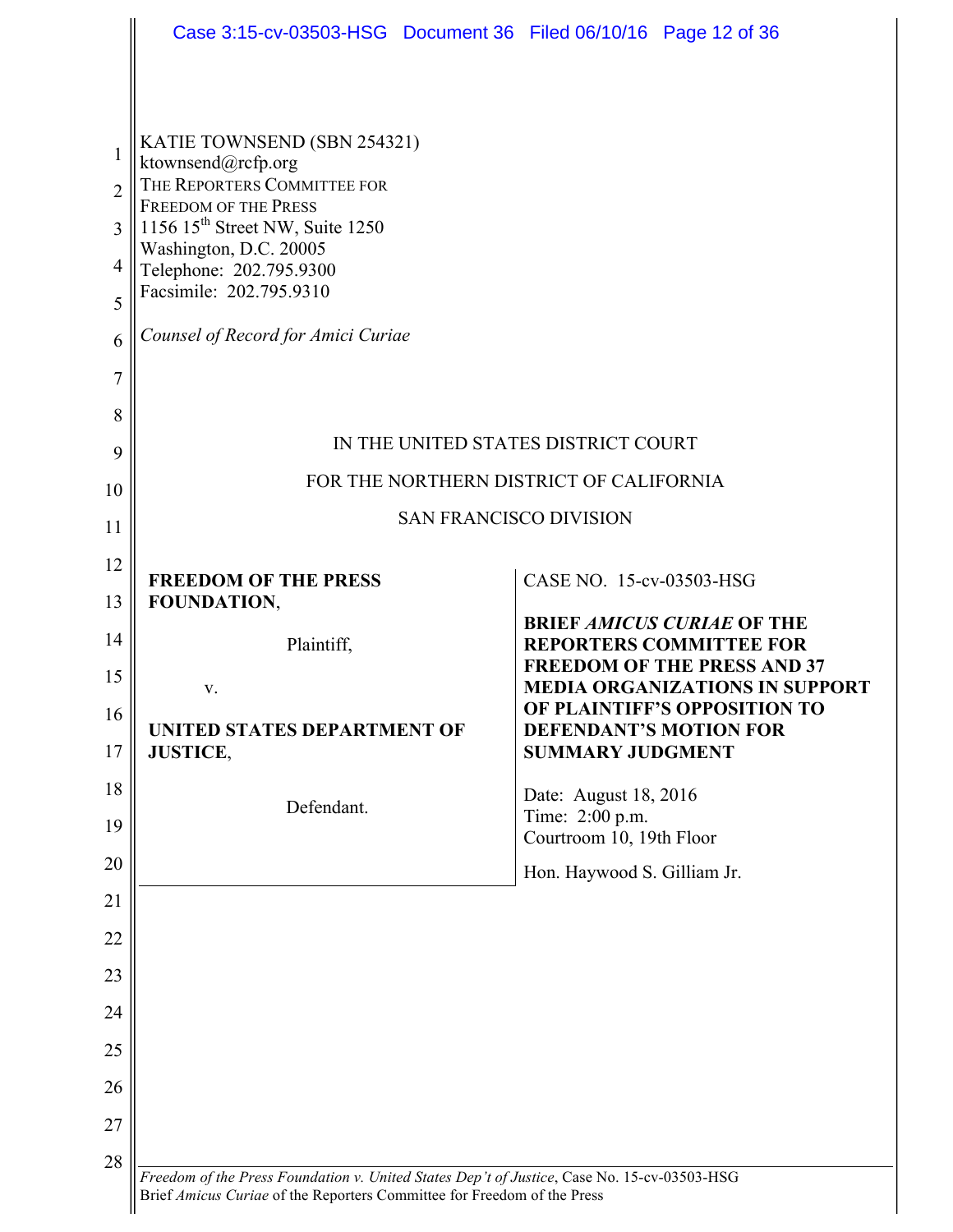KATIE TOWNSEND (SBN 254321)
ktownsend@rcfp.org
THE REPORTERS COMMITTEE FOR
FREEDOM OF THE PRESS
1156 15th Street NW, Suite 1250
Washington, D.C. 20005
Telephone: 202.795.9300
Facsimile: 202.795.9310

*Counsel of Record for Amici Curiae*

IN THE UNITED STATES DISTRICT COURT

FOR THE NORTHERN DISTRICT OF CALIFORNIA

SAN FRANCISCO DIVISION

**FREEDOM OF THE PRESS FOUNDATION**,

Plaintiff,

v.

**UNITED STATES DEPARTMENT OF JUSTICE**,

Defendant.

CASE NO. 15-cv-03503-HSG

**BRIEF *AMICUS CURIAE* OF THE REPORTERS COMMITTEE FOR FREEDOM OF THE PRESS AND 37 MEDIA ORGANIZATIONS IN SUPPORT OF PLAINTIFF'S OPPOSITION TO DEFENDANT'S MOTION FOR SUMMARY JUDGMENT**

Date: August 18, 2016
Time: 2:00 p.m.
Courtroom 10, 19th Floor

Hon. Haywood S. Gilliam Jr.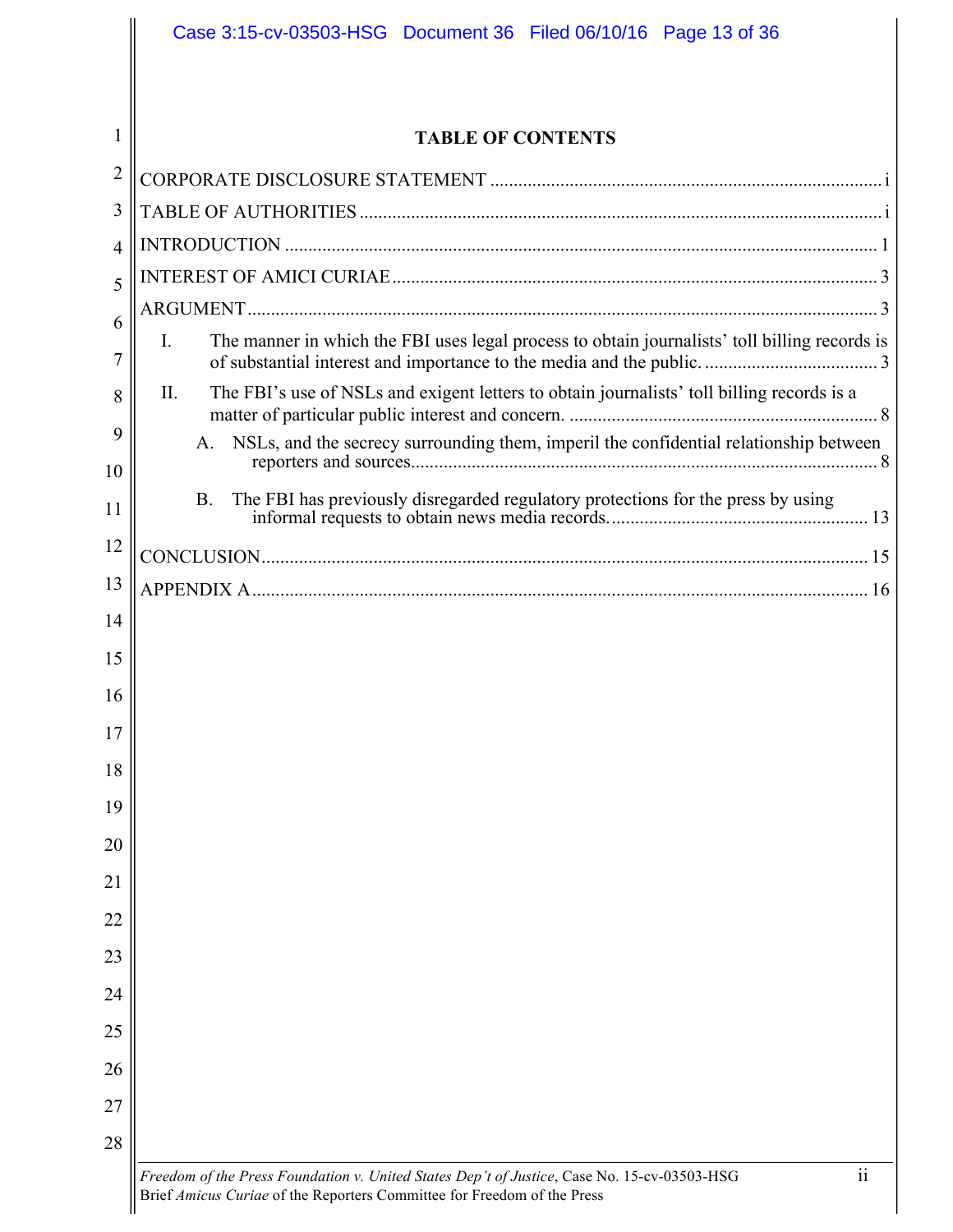# TABLE OF CONTENTS

CORPORATE DISCLOSURE STATEMENT .......... i

TABLE OF AUTHORITIES .......... i

INTRODUCTION .......... 1

INTEREST OF AMICI CURIAE .......... 3

ARGUMENT .......... 3

- I. The manner in which the FBI uses legal process to obtain journalists' toll billing records is of substantial interest and importance to the media and the public. .......... 3
- II. The FBI's use of NSLs and exigent letters to obtain journalists' toll billing records is a matter of particular public interest and concern. .......... 8
  - A. NSLs, and the secrecy surrounding them, imperil the confidential relationship between reporters and sources .......... 8
  - B. The FBI has previously disregarded regulatory protections for the press by using informal requests to obtain news media records. .......... 13

CONCLUSION .......... 15

APPENDIX A .......... 16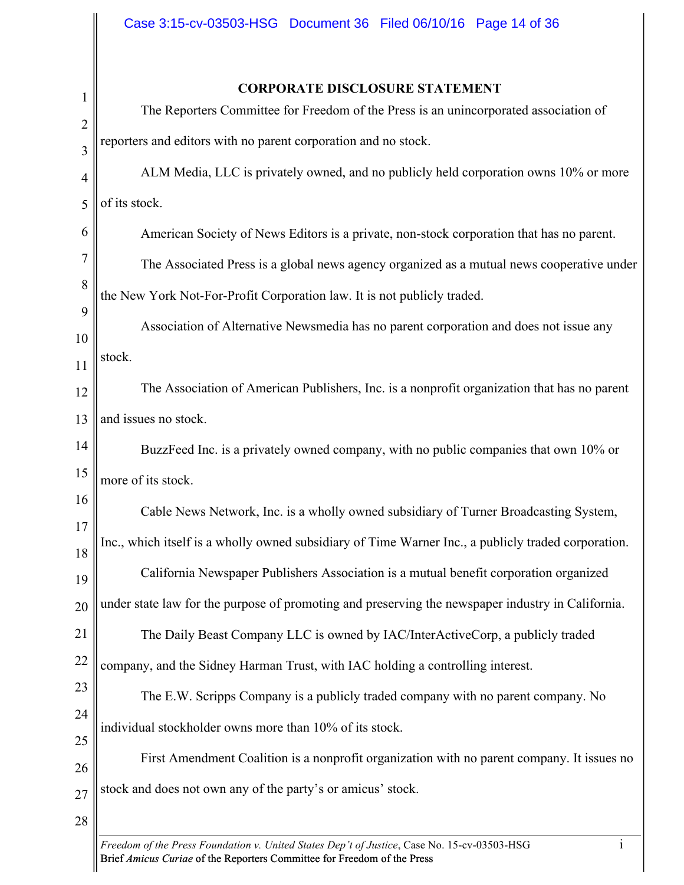## CORPORATE DISCLOSURE STATEMENT

The Reporters Committee for Freedom of the Press is an unincorporated association of reporters and editors with no parent corporation and no stock.

ALM Media, LLC is privately owned, and no publicly held corporation owns 10% or more of its stock.

American Society of News Editors is a private, non-stock corporation that has no parent.

The Associated Press is a global news agency organized as a mutual news cooperative under the New York Not-For-Profit Corporation law. It is not publicly traded.

Association of Alternative Newsmedia has no parent corporation and does not issue any stock.

The Association of American Publishers, Inc. is a nonprofit organization that has no parent and issues no stock.

BuzzFeed Inc. is a privately owned company, with no public companies that own 10% or more of its stock.

Cable News Network, Inc. is a wholly owned subsidiary of Turner Broadcasting System, Inc., which itself is a wholly owned subsidiary of Time Warner Inc., a publicly traded corporation.

California Newspaper Publishers Association is a mutual benefit corporation organized under state law for the purpose of promoting and preserving the newspaper industry in California.

The Daily Beast Company LLC is owned by IAC/InterActiveCorp, a publicly traded company, and the Sidney Harman Trust, with IAC holding a controlling interest.

The E.W. Scripps Company is a publicly traded company with no parent company. No individual stockholder owns more than 10% of its stock.

First Amendment Coalition is a nonprofit organization with no parent company. It issues no stock and does not own any of the party's or amicus' stock.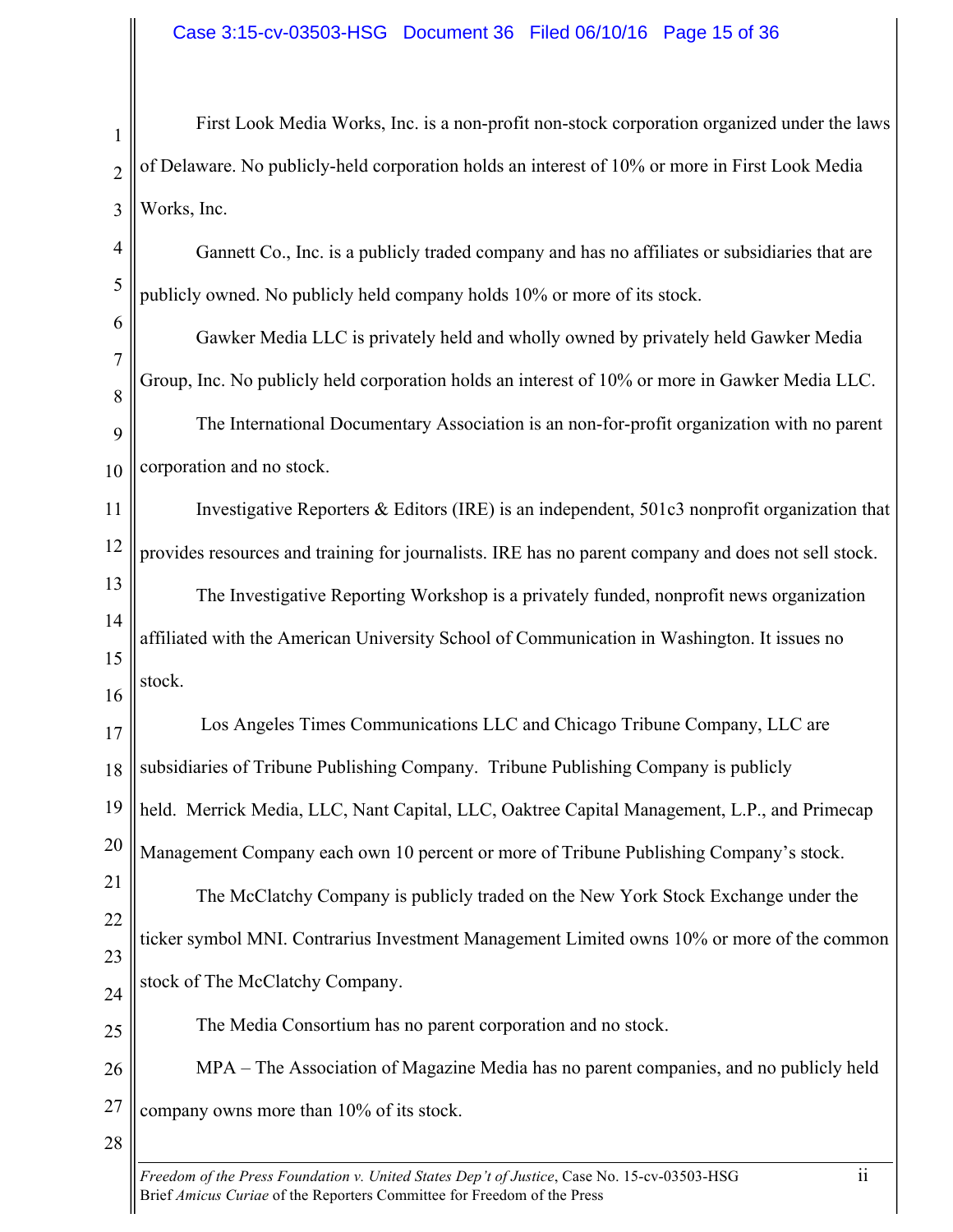First Look Media Works, Inc. is a non-profit non-stock corporation organized under the laws of Delaware. No publicly-held corporation holds an interest of 10% or more in First Look Media Works, Inc.

Gannett Co., Inc. is a publicly traded company and has no affiliates or subsidiaries that are publicly owned. No publicly held company holds 10% or more of its stock.

Gawker Media LLC is privately held and wholly owned by privately held Gawker Media Group, Inc. No publicly held corporation holds an interest of 10% or more in Gawker Media LLC.

The International Documentary Association is an non-for-profit organization with no parent corporation and no stock.

Investigative Reporters & Editors (IRE) is an independent, 501c3 nonprofit organization that provides resources and training for journalists. IRE has no parent company and does not sell stock.

The Investigative Reporting Workshop is a privately funded, nonprofit news organization affiliated with the American University School of Communication in Washington. It issues no stock.

Los Angeles Times Communications LLC and Chicago Tribune Company, LLC are subsidiaries of Tribune Publishing Company. Tribune Publishing Company is publicly held. Merrick Media, LLC, Nant Capital, LLC, Oaktree Capital Management, L.P., and Primecap Management Company each own 10 percent or more of Tribune Publishing Company's stock.

The McClatchy Company is publicly traded on the New York Stock Exchange under the ticker symbol MNI. Contrarius Investment Management Limited owns 10% or more of the common stock of The McClatchy Company.

The Media Consortium has no parent corporation and no stock.

MPA – The Association of Magazine Media has no parent companies, and no publicly held company owns more than 10% of its stock.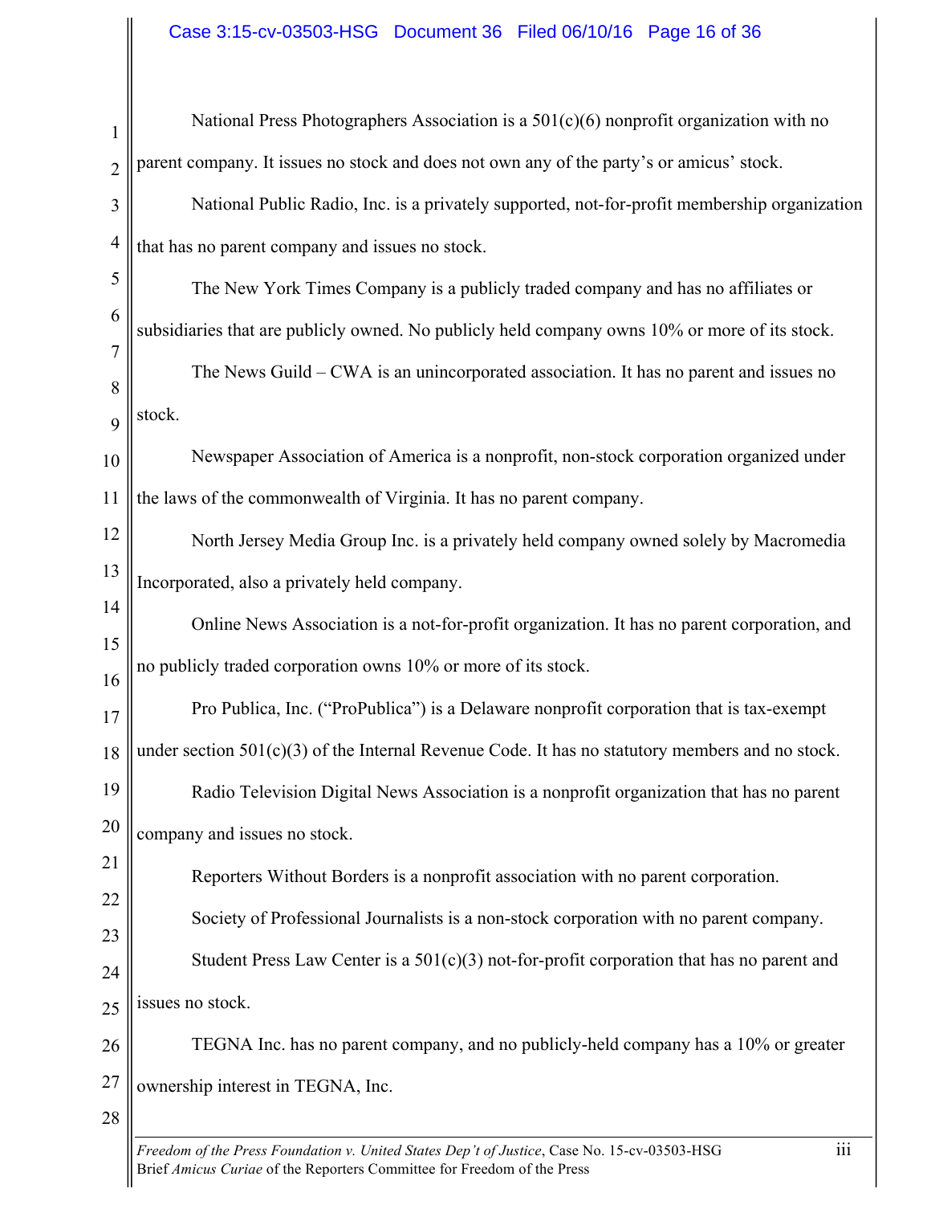National Press Photographers Association is a 501(c)(6) nonprofit organization with no parent company. It issues no stock and does not own any of the party's or amicus' stock.

National Public Radio, Inc. is a privately supported, not-for-profit membership organization that has no parent company and issues no stock.

The New York Times Company is a publicly traded company and has no affiliates or subsidiaries that are publicly owned. No publicly held company owns 10% or more of its stock.

The News Guild – CWA is an unincorporated association. It has no parent and issues no stock.

Newspaper Association of America is a nonprofit, non-stock corporation organized under the laws of the commonwealth of Virginia. It has no parent company.

North Jersey Media Group Inc. is a privately held company owned solely by Macromedia Incorporated, also a privately held company.

Online News Association is a not-for-profit organization. It has no parent corporation, and no publicly traded corporation owns 10% or more of its stock.

Pro Publica, Inc. ("ProPublica") is a Delaware nonprofit corporation that is tax-exempt under section 501(c)(3) of the Internal Revenue Code. It has no statutory members and no stock.

Radio Television Digital News Association is a nonprofit organization that has no parent company and issues no stock.

Reporters Without Borders is a nonprofit association with no parent corporation.

Society of Professional Journalists is a non-stock corporation with no parent company.

Student Press Law Center is a 501(c)(3) not-for-profit corporation that has no parent and issues no stock.

TEGNA Inc. has no parent company, and no publicly-held company has a 10% or greater ownership interest in TEGNA, Inc.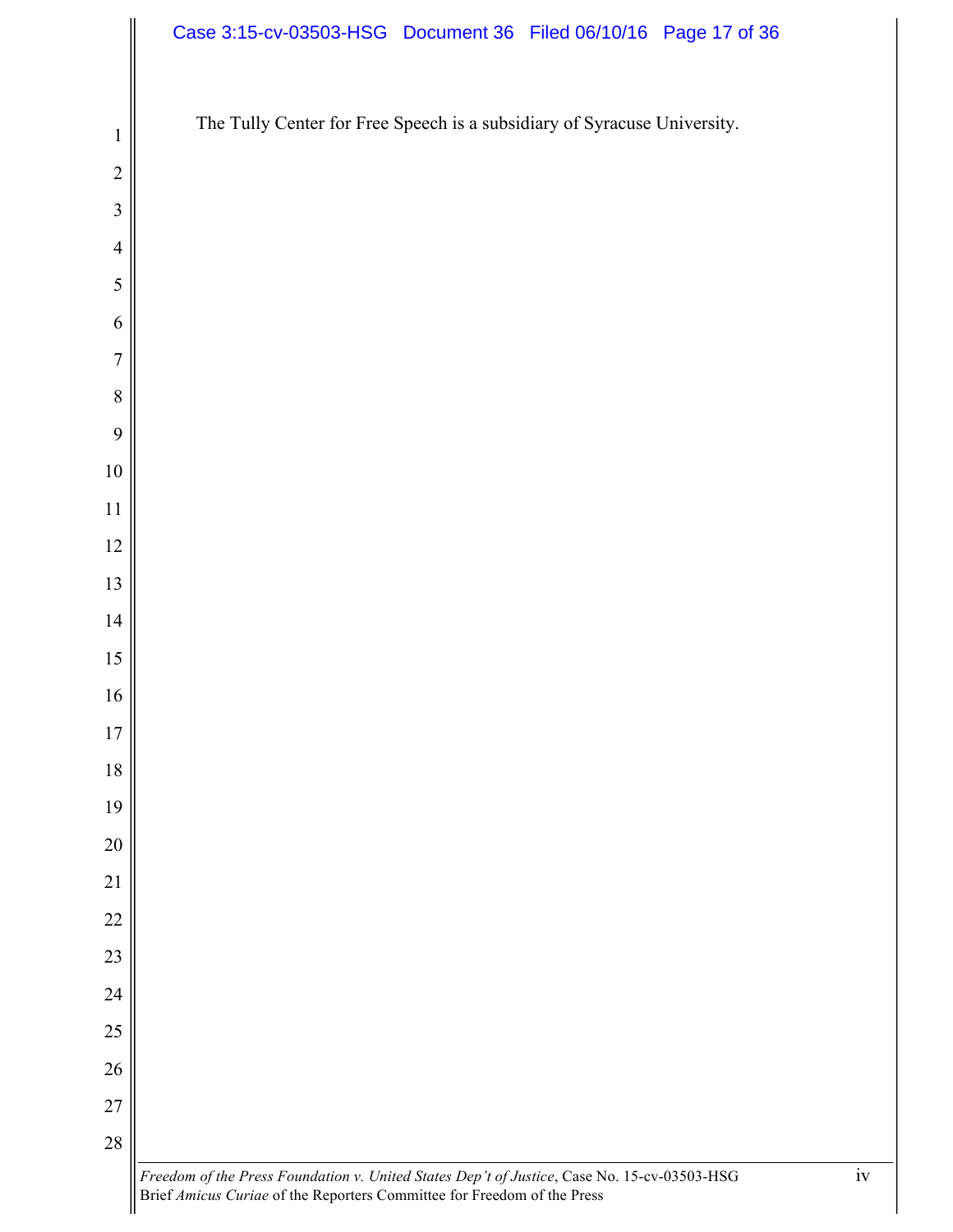The Tully Center for Free Speech is a subsidiary of Syracuse University.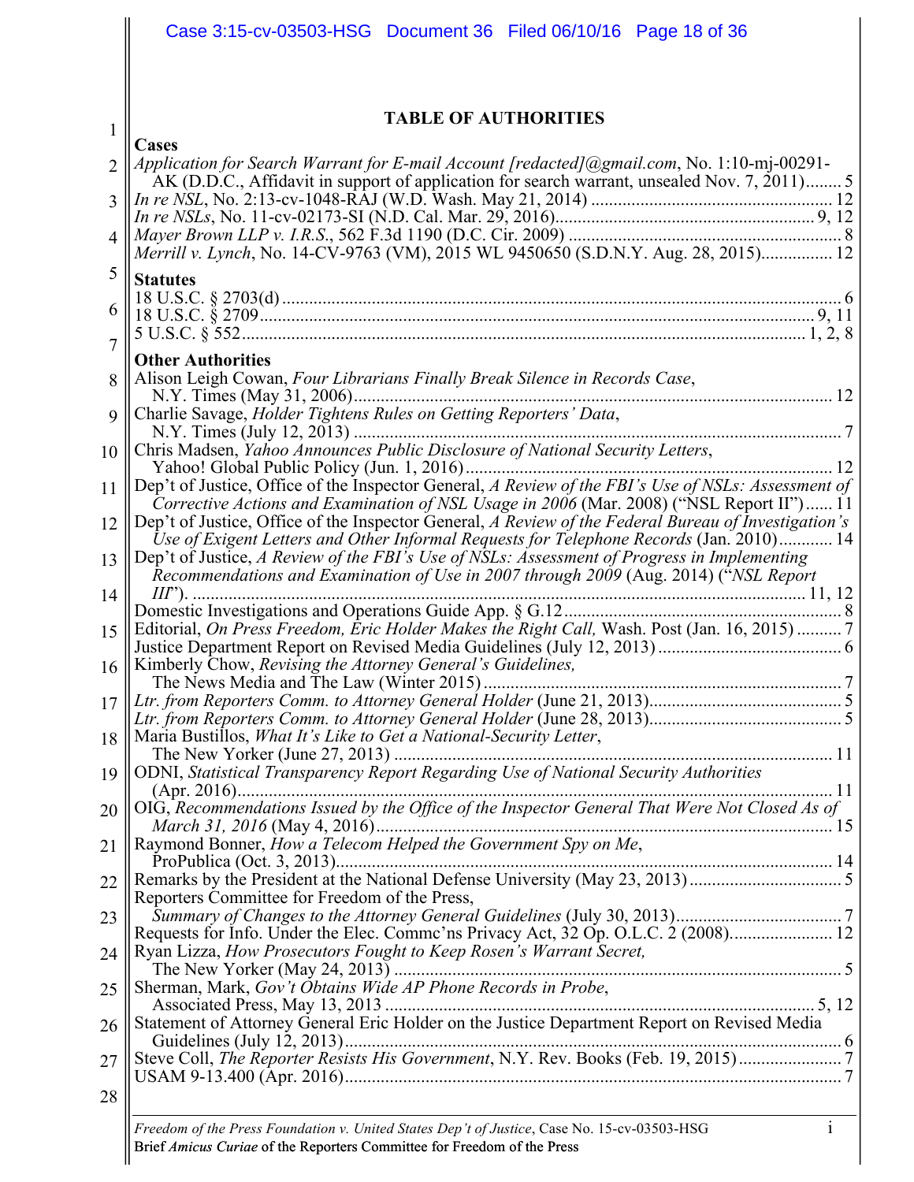# TABLE OF AUTHORITIES

## Cases

*Application for Search Warrant for E-mail Account [redacted]@gmail.com*, No. 1:10-mj-00291-AK (D.D.C., Affidavit in support of application for search warrant, unsealed Nov. 7, 2011)........ 5

*In re NSL*, No. 2:13-cv-1048-RAJ (W.D. Wash. May 21, 2014) ........ 12

*In re NSLs*, No. 11-cv-02173-SI (N.D. Cal. Mar. 29, 2016)........ 9, 12

*Mayer Brown LLP v. I.R.S.*, 562 F.3d 1190 (D.C. Cir. 2009) ........ 8

*Merrill v. Lynch*, No. 14-CV-9763 (VM), 2015 WL 9450650 (S.D.N.Y. Aug. 28, 2015)........ 12

## Statutes

18 U.S.C. § 2703(d) ........ 6

18 U.S.C. § 2709........ 9, 11

5 U.S.C. § 552........ 1, 2, 8

## Other Authorities

Alison Leigh Cowan, *Four Librarians Finally Break Silence in Records Case*, N.Y. Times (May 31, 2006)........ 12

Charlie Savage, *Holder Tightens Rules on Getting Reporters' Data*, N.Y. Times (July 12, 2013) ........ 7

Chris Madsen, *Yahoo Announces Public Disclosure of National Security Letters*, Yahoo! Global Public Policy (Jun. 1, 2016)........ 12

Dep't of Justice, Office of the Inspector General, *A Review of the FBI's Use of NSLs: Assessment of Corrective Actions and Examination of NSL Usage in 2006* (Mar. 2008) ("NSL Report II")...... 11

Dep't of Justice, Office of the Inspector General, *A Review of the Federal Bureau of Investigation's Use of Exigent Letters and Other Informal Requests for Telephone Records* (Jan. 2010)........ 14

Dep't of Justice, *A Review of the FBI's Use of NSLs: Assessment of Progress in Implementing Recommendations and Examination of Use in 2007 through 2009* (Aug. 2014) ("*NSL Report III*")........ 11, 12

Domestic Investigations and Operations Guide App. § G.12........ 8

Editorial, *On Press Freedom, Eric Holder Makes the Right Call,* Wash. Post (Jan. 16, 2015) ........ 7

Justice Department Report on Revised Media Guidelines (July 12, 2013) ........ 6

Kimberly Chow, *Revising the Attorney General's Guidelines*, The News Media and The Law (Winter 2015) ........ 7

*Ltr. from Reporters Comm. to Attorney General Holder* (June 21, 2013)........ 5

*Ltr. from Reporters Comm. to Attorney General Holder* (June 28, 2013)........ 5

Maria Bustillos, *What It's Like to Get a National-Security Letter*, The New Yorker (June 27, 2013) ........ 11

ODNI, *Statistical Transparency Report Regarding Use of National Security Authorities* (Apr. 2016)........ 11

OIG, *Recommendations Issued by the Office of the Inspector General That Were Not Closed As of March 31, 2016* (May 4, 2016)........ 15

Raymond Bonner, *How a Telecom Helped the Government Spy on Me*, ProPublica (Oct. 3, 2013)........ 14

Remarks by the President at the National Defense University (May 23, 2013) ........ 5

Reporters Committee for Freedom of the Press, *Summary of Changes to the Attorney General Guidelines* (July 30, 2013)........ 7

Requests for Info. Under the Elec. Commc'ns Privacy Act, 32 Op. O.L.C. 2 (2008)........ 12

Ryan Lizza, *How Prosecutors Fought to Keep Rosen's Warrant Secret*, The New Yorker (May 24, 2013) ........ 5

Sherman, Mark, *Gov't Obtains Wide AP Phone Records in Probe*, Associated Press, May 13, 2013 ........ 5, 12

Statement of Attorney General Eric Holder on the Justice Department Report on Revised Media Guidelines (July 12, 2013)........ 6

Steve Coll, *The Reporter Resists His Government*, N.Y. Rev. Books (Feb. 19, 2015)........ 7

USAM 9-13.400 (Apr. 2016)........ 7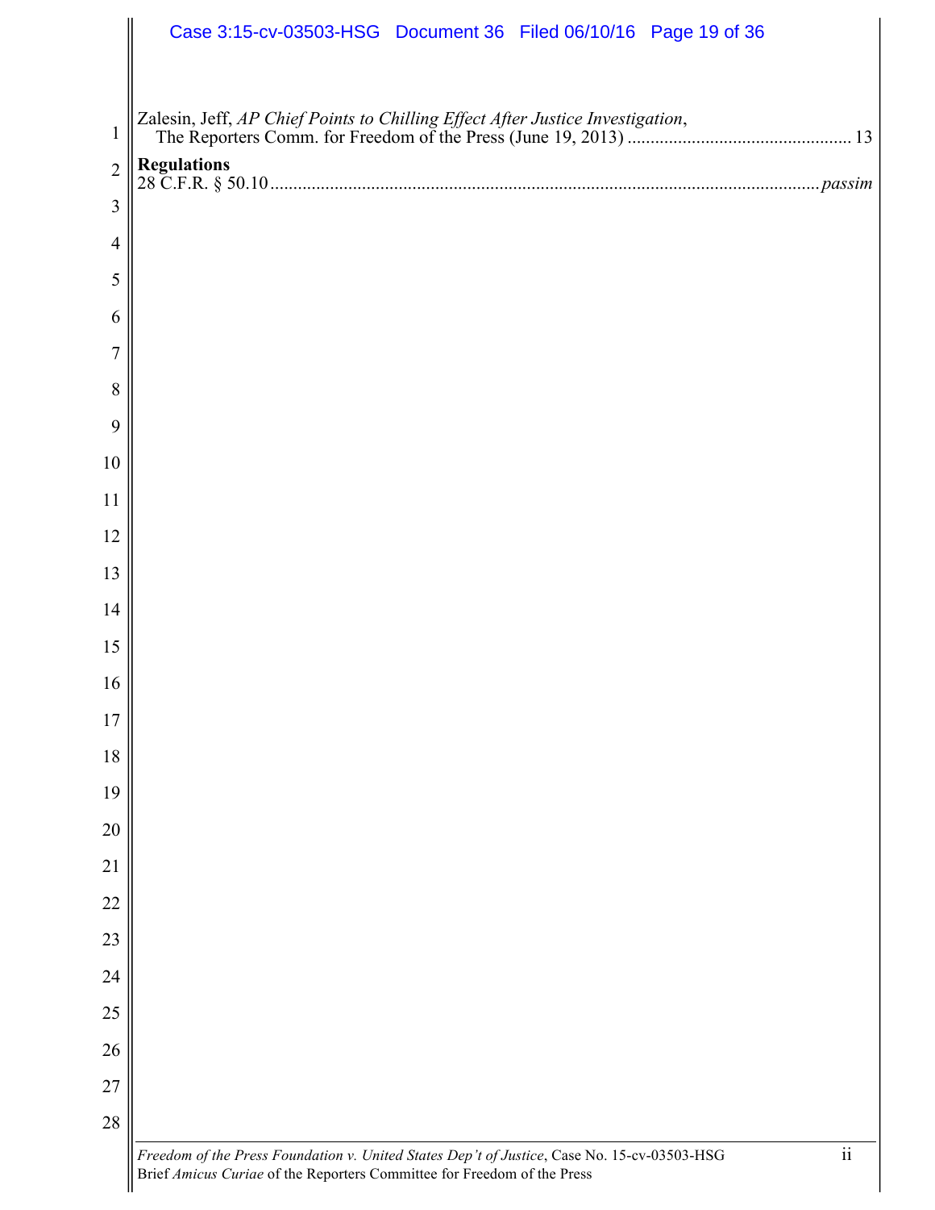Zalesin, Jeff, *AP Chief Points to Chilling Effect After Justice Investigation*, The Reporters Comm. for Freedom of the Press (June 19, 2013) ............................................... 13

**Regulations**

28 C.F.R. § 50.10 ............................................................................................................ *passim*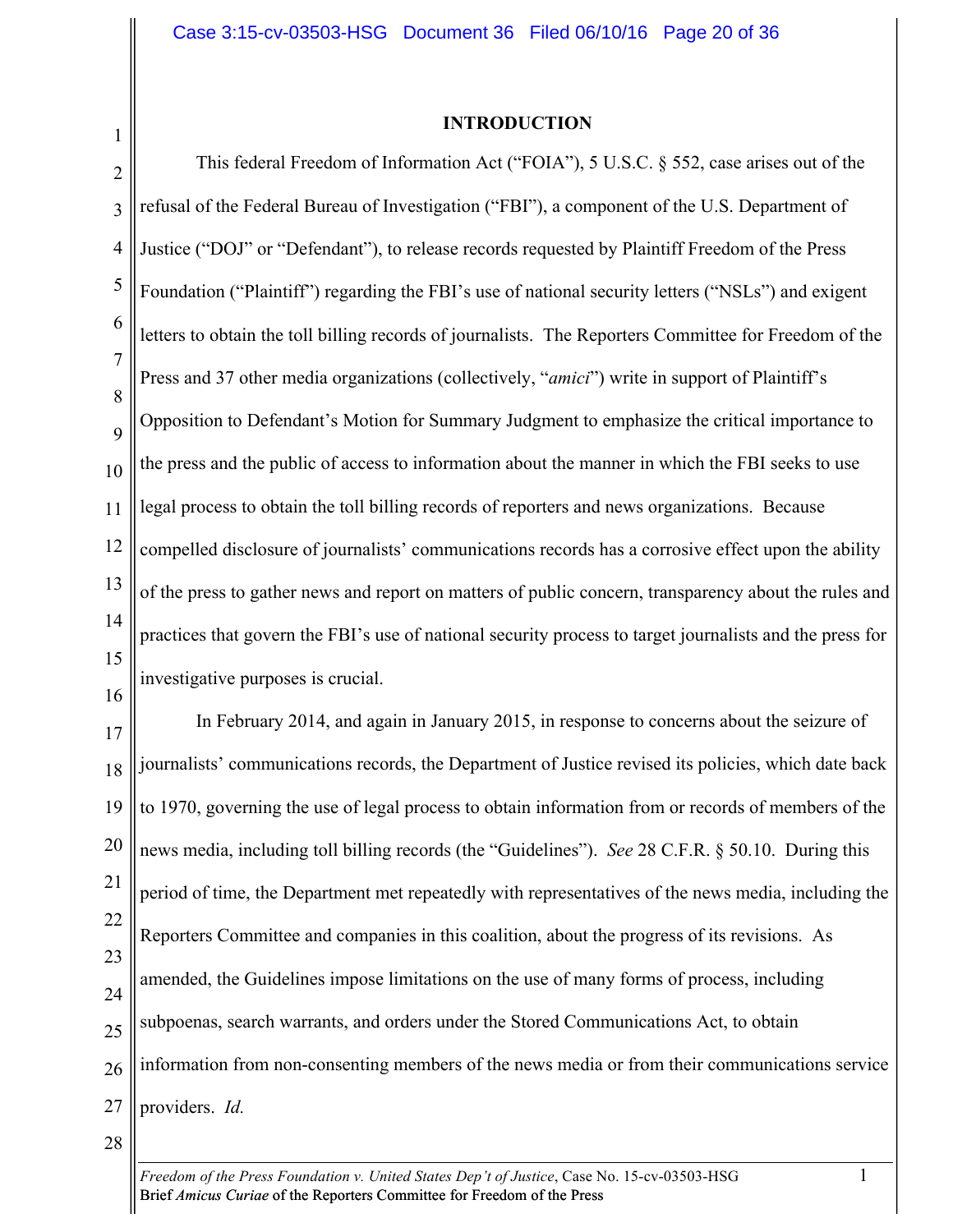## INTRODUCTION

This federal Freedom of Information Act ("FOIA"), 5 U.S.C. § 552, case arises out of the refusal of the Federal Bureau of Investigation ("FBI"), a component of the U.S. Department of Justice ("DOJ" or "Defendant"), to release records requested by Plaintiff Freedom of the Press Foundation ("Plaintiff") regarding the FBI's use of national security letters ("NSLs") and exigent letters to obtain the toll billing records of journalists. The Reporters Committee for Freedom of the Press and 37 other media organizations (collectively, "*amici*") write in support of Plaintiff's Opposition to Defendant's Motion for Summary Judgment to emphasize the critical importance to the press and the public of access to information about the manner in which the FBI seeks to use legal process to obtain the toll billing records of reporters and news organizations. Because compelled disclosure of journalists' communications records has a corrosive effect upon the ability of the press to gather news and report on matters of public concern, transparency about the rules and practices that govern the FBI's use of national security process to target journalists and the press for investigative purposes is crucial.

In February 2014, and again in January 2015, in response to concerns about the seizure of journalists' communications records, the Department of Justice revised its policies, which date back to 1970, governing the use of legal process to obtain information from or records of members of the news media, including toll billing records (the "Guidelines"). *See* 28 C.F.R. § 50.10. During this period of time, the Department met repeatedly with representatives of the news media, including the Reporters Committee and companies in this coalition, about the progress of its revisions. As amended, the Guidelines impose limitations on the use of many forms of process, including subpoenas, search warrants, and orders under the Stored Communications Act, to obtain information from non-consenting members of the news media or from their communications service providers. *Id.*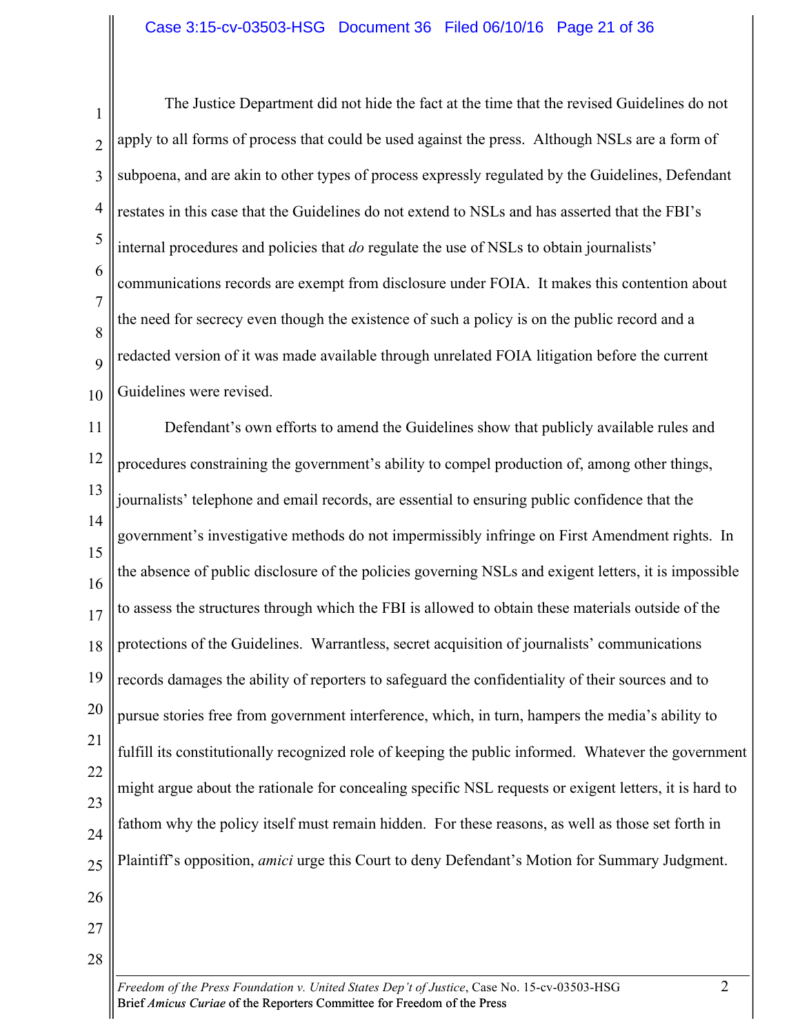The Justice Department did not hide the fact at the time that the revised Guidelines do not apply to all forms of process that could be used against the press. Although NSLs are a form of subpoena, and are akin to other types of process expressly regulated by the Guidelines, Defendant restates in this case that the Guidelines do not extend to NSLs and has asserted that the FBI's internal procedures and policies that *do* regulate the use of NSLs to obtain journalists' communications records are exempt from disclosure under FOIA. It makes this contention about the need for secrecy even though the existence of such a policy is on the public record and a redacted version of it was made available through unrelated FOIA litigation before the current Guidelines were revised.

Defendant's own efforts to amend the Guidelines show that publicly available rules and procedures constraining the government's ability to compel production of, among other things, journalists' telephone and email records, are essential to ensuring public confidence that the government's investigative methods do not impermissibly infringe on First Amendment rights. In the absence of public disclosure of the policies governing NSLs and exigent letters, it is impossible to assess the structures through which the FBI is allowed to obtain these materials outside of the protections of the Guidelines. Warrantless, secret acquisition of journalists' communications records damages the ability of reporters to safeguard the confidentiality of their sources and to pursue stories free from government interference, which, in turn, hampers the media's ability to fulfill its constitutionally recognized role of keeping the public informed. Whatever the government might argue about the rationale for concealing specific NSL requests or exigent letters, it is hard to fathom why the policy itself must remain hidden. For these reasons, as well as those set forth in Plaintiff's opposition, *amici* urge this Court to deny Defendant's Motion for Summary Judgment.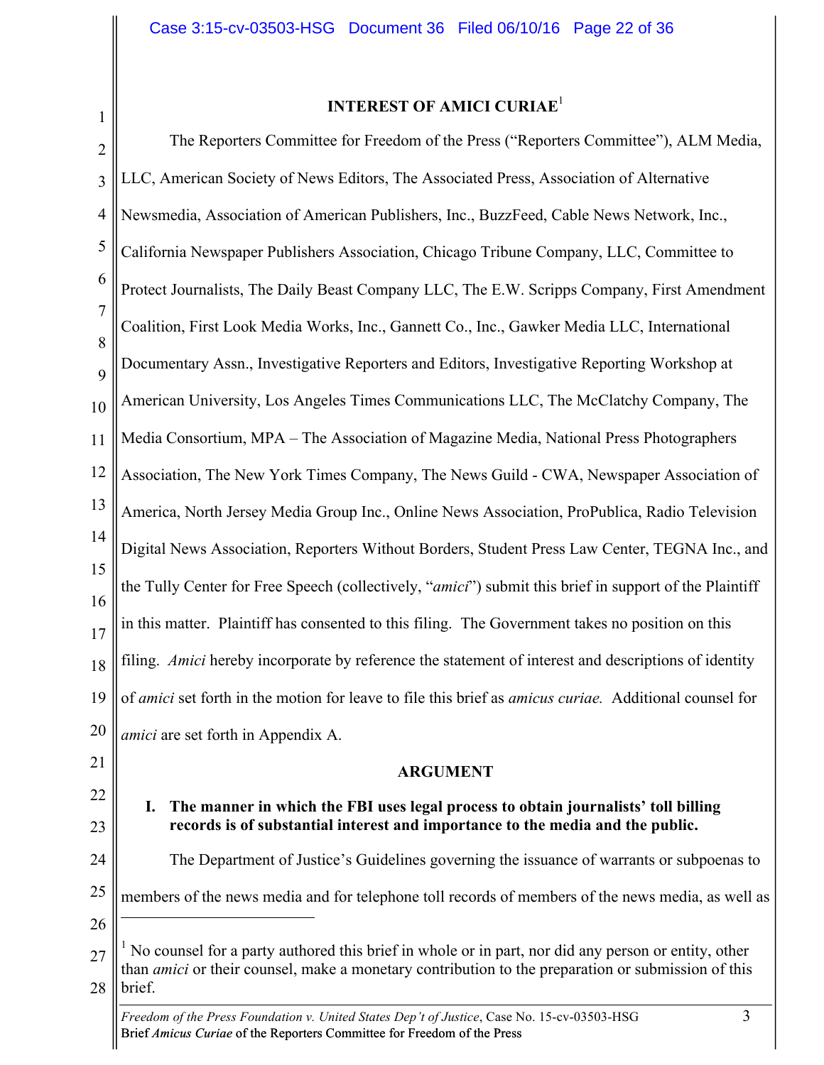## INTEREST OF AMICI CURIAE[1]

The Reporters Committee for Freedom of the Press ("Reporters Committee"), ALM Media, LLC, American Society of News Editors, The Associated Press, Association of Alternative Newsmedia, Association of American Publishers, Inc., BuzzFeed, Cable News Network, Inc., California Newspaper Publishers Association, Chicago Tribune Company, LLC, Committee to Protect Journalists, The Daily Beast Company LLC, The E.W. Scripps Company, First Amendment Coalition, First Look Media Works, Inc., Gannett Co., Inc., Gawker Media LLC, International Documentary Assn., Investigative Reporters and Editors, Investigative Reporting Workshop at American University, Los Angeles Times Communications LLC, The McClatchy Company, The Media Consortium, MPA – The Association of Magazine Media, National Press Photographers Association, The New York Times Company, The News Guild - CWA, Newspaper Association of America, North Jersey Media Group Inc., Online News Association, ProPublica, Radio Television Digital News Association, Reporters Without Borders, Student Press Law Center, TEGNA Inc., and the Tully Center for Free Speech (collectively, "*amici*") submit this brief in support of the Plaintiff in this matter. Plaintiff has consented to this filing. The Government takes no position on this filing. *Amici* hereby incorporate by reference the statement of interest and descriptions of identity of *amici* set forth in the motion for leave to file this brief as *amicus curiae.* Additional counsel for *amici* are set forth in Appendix A.

## ARGUMENT

### I. The manner in which the FBI uses legal process to obtain journalists' toll billing records is of substantial interest and importance to the media and the public.

The Department of Justice's Guidelines governing the issuance of warrants or subpoenas to members of the news media and for telephone toll records of members of the news media, as well as

---

[1] No counsel for a party authored this brief in whole or in part, nor did any person or entity, other than *amici* or their counsel, make a monetary contribution to the preparation or submission of this brief.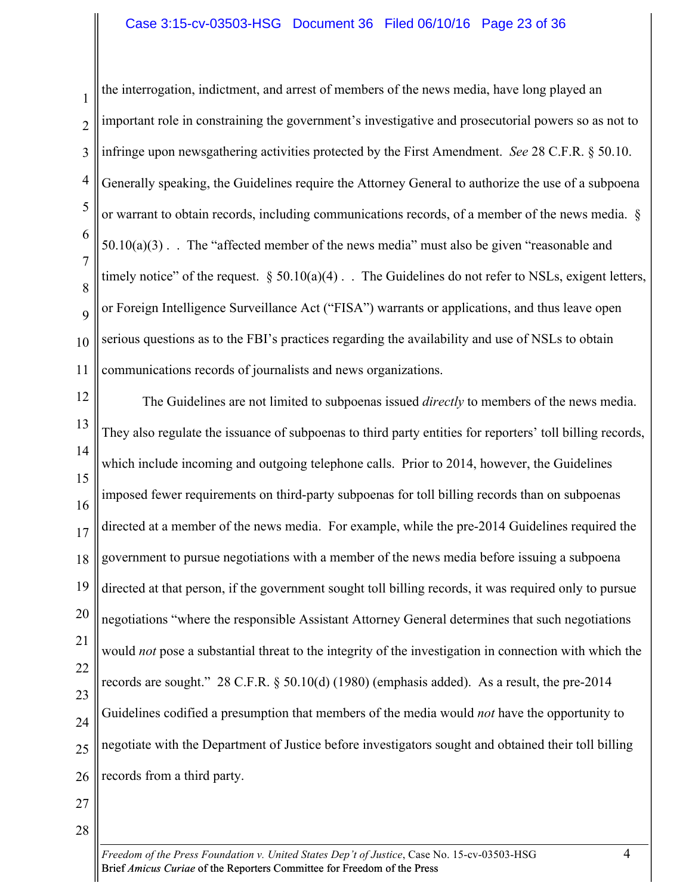the interrogation, indictment, and arrest of members of the news media, have long played an important role in constraining the government's investigative and prosecutorial powers so as not to infringe upon newsgathering activities protected by the First Amendment. *See* 28 C.F.R. § 50.10. Generally speaking, the Guidelines require the Attorney General to authorize the use of a subpoena or warrant to obtain records, including communications records, of a member of the news media. § 50.10(a)(3) . . The "affected member of the news media" must also be given "reasonable and timely notice" of the request. § 50.10(a)(4) . . The Guidelines do not refer to NSLs, exigent letters, or Foreign Intelligence Surveillance Act ("FISA") warrants or applications, and thus leave open serious questions as to the FBI's practices regarding the availability and use of NSLs to obtain communications records of journalists and news organizations.

The Guidelines are not limited to subpoenas issued *directly* to members of the news media. They also regulate the issuance of subpoenas to third party entities for reporters' toll billing records, which include incoming and outgoing telephone calls. Prior to 2014, however, the Guidelines imposed fewer requirements on third-party subpoenas for toll billing records than on subpoenas directed at a member of the news media. For example, while the pre-2014 Guidelines required the government to pursue negotiations with a member of the news media before issuing a subpoena directed at that person, if the government sought toll billing records, it was required only to pursue negotiations "where the responsible Assistant Attorney General determines that such negotiations would *not* pose a substantial threat to the integrity of the investigation in connection with which the records are sought." 28 C.F.R. § 50.10(d) (1980) (emphasis added). As a result, the pre-2014 Guidelines codified a presumption that members of the media would *not* have the opportunity to negotiate with the Department of Justice before investigators sought and obtained their toll billing records from a third party.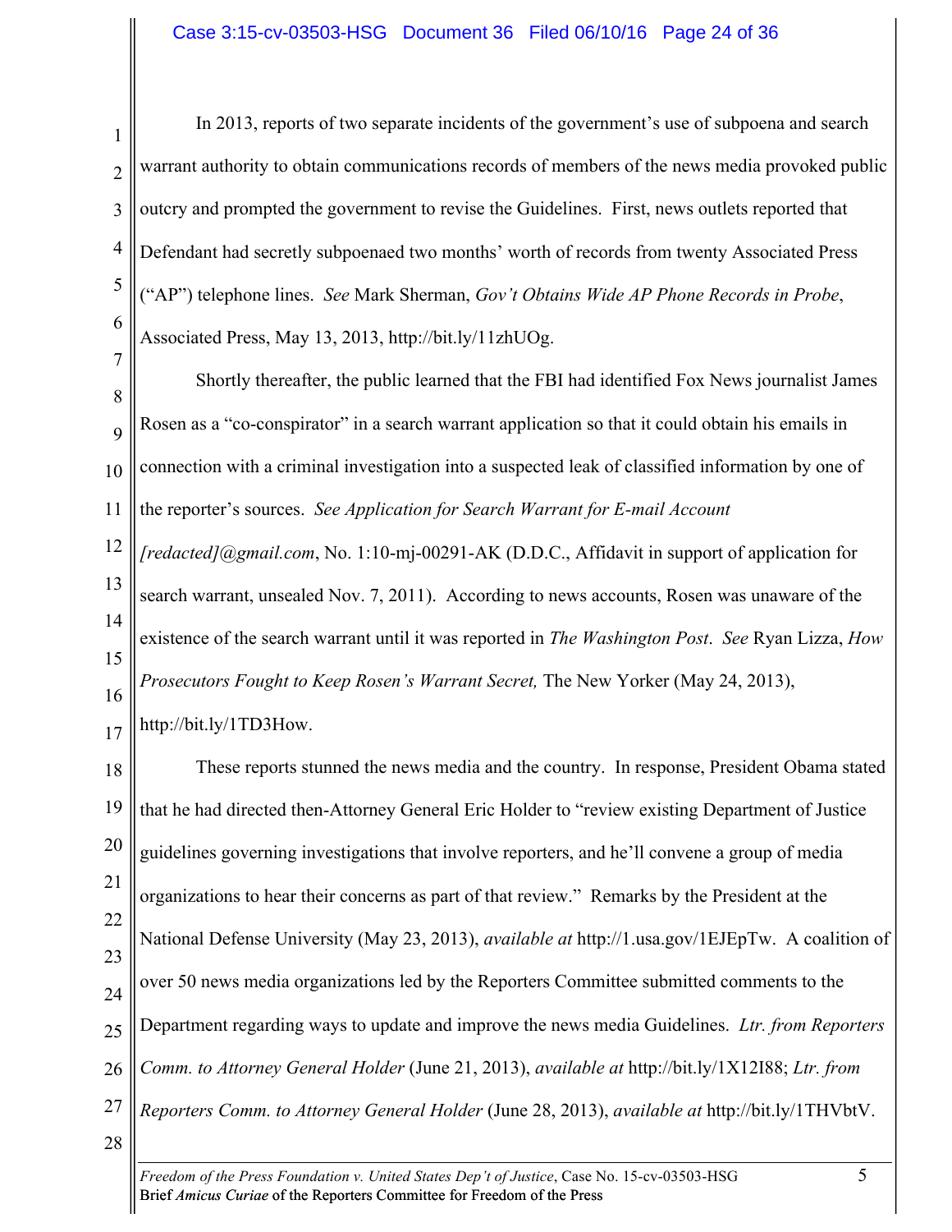In 2013, reports of two separate incidents of the government's use of subpoena and search warrant authority to obtain communications records of members of the news media provoked public outcry and prompted the government to revise the Guidelines. First, news outlets reported that Defendant had secretly subpoenaed two months' worth of records from twenty Associated Press ("AP") telephone lines. *See* Mark Sherman, *Gov't Obtains Wide AP Phone Records in Probe*, Associated Press, May 13, 2013, http://bit.ly/11zhUOg.

Shortly thereafter, the public learned that the FBI had identified Fox News journalist James Rosen as a "co-conspirator" in a search warrant application so that it could obtain his emails in connection with a criminal investigation into a suspected leak of classified information by one of the reporter's sources. *See Application for Search Warrant for E-mail Account [redacted]@gmail.com*, No. 1:10-mj-00291-AK (D.D.C., Affidavit in support of application for search warrant, unsealed Nov. 7, 2011). According to news accounts, Rosen was unaware of the existence of the search warrant until it was reported in *The Washington Post*. *See* Ryan Lizza, *How Prosecutors Fought to Keep Rosen's Warrant Secret,* The New Yorker (May 24, 2013), http://bit.ly/1TD3How.

These reports stunned the news media and the country. In response, President Obama stated that he had directed then-Attorney General Eric Holder to "review existing Department of Justice guidelines governing investigations that involve reporters, and he'll convene a group of media organizations to hear their concerns as part of that review." Remarks by the President at the National Defense University (May 23, 2013), *available at* http://1.usa.gov/1EJEpTw. A coalition of over 50 news media organizations led by the Reporters Committee submitted comments to the Department regarding ways to update and improve the news media Guidelines. *Ltr. from Reporters Comm. to Attorney General Holder* (June 21, 2013), *available at* http://bit.ly/1X12I88; *Ltr. from Reporters Comm. to Attorney General Holder* (June 28, 2013), *available at* http://bit.ly/1THVbtV.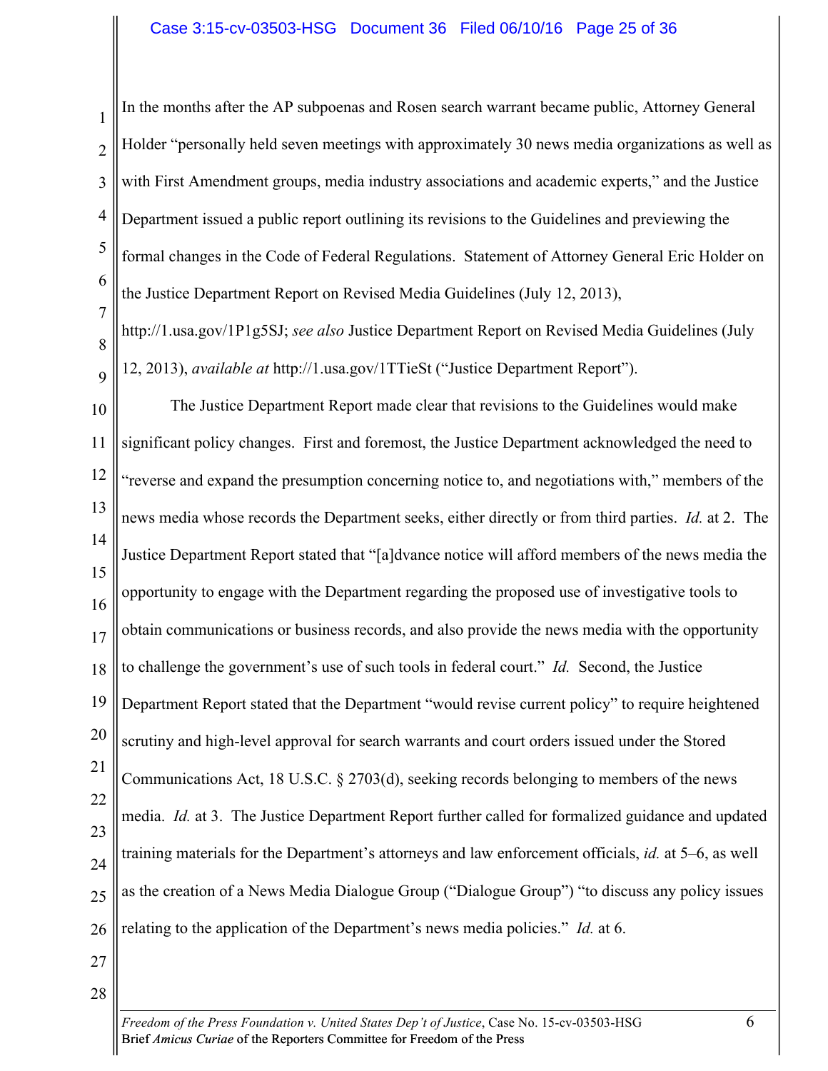In the months after the AP subpoenas and Rosen search warrant became public, Attorney General Holder "personally held seven meetings with approximately 30 news media organizations as well as with First Amendment groups, media industry associations and academic experts," and the Justice Department issued a public report outlining its revisions to the Guidelines and previewing the formal changes in the Code of Federal Regulations. Statement of Attorney General Eric Holder on the Justice Department Report on Revised Media Guidelines (July 12, 2013), http://1.usa.gov/1P1g5SJ; *see also* Justice Department Report on Revised Media Guidelines (July 12, 2013), *available at* http://1.usa.gov/1TTieSt ("Justice Department Report").

The Justice Department Report made clear that revisions to the Guidelines would make significant policy changes. First and foremost, the Justice Department acknowledged the need to "reverse and expand the presumption concerning notice to, and negotiations with," members of the news media whose records the Department seeks, either directly or from third parties. *Id.* at 2. The Justice Department Report stated that "[a]dvance notice will afford members of the news media the opportunity to engage with the Department regarding the proposed use of investigative tools to obtain communications or business records, and also provide the news media with the opportunity to challenge the government's use of such tools in federal court." *Id.* Second, the Justice Department Report stated that the Department "would revise current policy" to require heightened scrutiny and high-level approval for search warrants and court orders issued under the Stored Communications Act, 18 U.S.C. § 2703(d), seeking records belonging to members of the news media. *Id.* at 3. The Justice Department Report further called for formalized guidance and updated training materials for the Department's attorneys and law enforcement officials, *id.* at 5–6, as well as the creation of a News Media Dialogue Group ("Dialogue Group") "to discuss any policy issues relating to the application of the Department's news media policies." *Id.* at 6.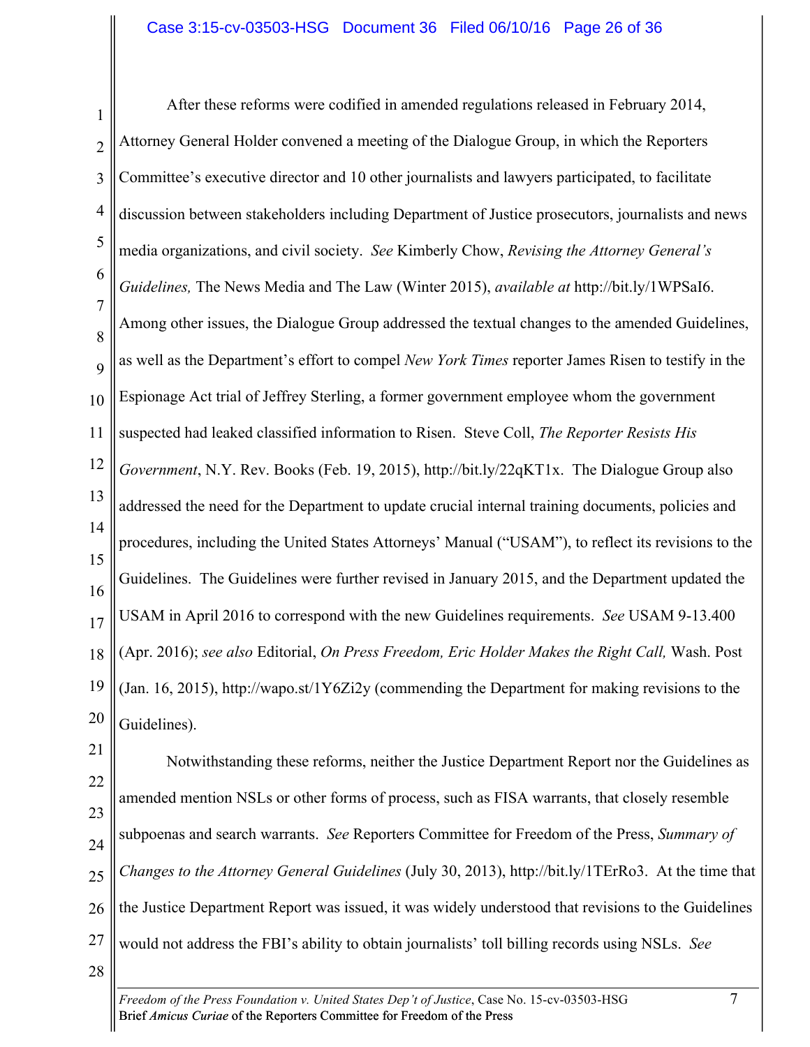After these reforms were codified in amended regulations released in February 2014, Attorney General Holder convened a meeting of the Dialogue Group, in which the Reporters Committee's executive director and 10 other journalists and lawyers participated, to facilitate discussion between stakeholders including Department of Justice prosecutors, journalists and news media organizations, and civil society. *See* Kimberly Chow, *Revising the Attorney General's Guidelines,* The News Media and The Law (Winter 2015), *available at* http://bit.ly/1WPSaI6. Among other issues, the Dialogue Group addressed the textual changes to the amended Guidelines, as well as the Department's effort to compel *New York Times* reporter James Risen to testify in the Espionage Act trial of Jeffrey Sterling, a former government employee whom the government suspected had leaked classified information to Risen. Steve Coll, *The Reporter Resists His Government*, N.Y. Rev. Books (Feb. 19, 2015), http://bit.ly/22qKT1x. The Dialogue Group also addressed the need for the Department to update crucial internal training documents, policies and procedures, including the United States Attorneys' Manual ("USAM"), to reflect its revisions to the Guidelines. The Guidelines were further revised in January 2015, and the Department updated the USAM in April 2016 to correspond with the new Guidelines requirements. *See* USAM 9-13.400 (Apr. 2016); *see also* Editorial, *On Press Freedom, Eric Holder Makes the Right Call,* Wash. Post (Jan. 16, 2015), http://wapo.st/1Y6Zi2y (commending the Department for making revisions to the Guidelines).

Notwithstanding these reforms, neither the Justice Department Report nor the Guidelines as amended mention NSLs or other forms of process, such as FISA warrants, that closely resemble subpoenas and search warrants. *See* Reporters Committee for Freedom of the Press, *Summary of Changes to the Attorney General Guidelines* (July 30, 2013), http://bit.ly/1TErRo3. At the time that the Justice Department Report was issued, it was widely understood that revisions to the Guidelines would not address the FBI's ability to obtain journalists' toll billing records using NSLs. *See*

*Freedom of the Press Foundation v. United States Dep't of Justice*, Case No. 15-cv-03503-HSG
Brief *Amicus Curiae* of the Reporters Committee for Freedom of the Press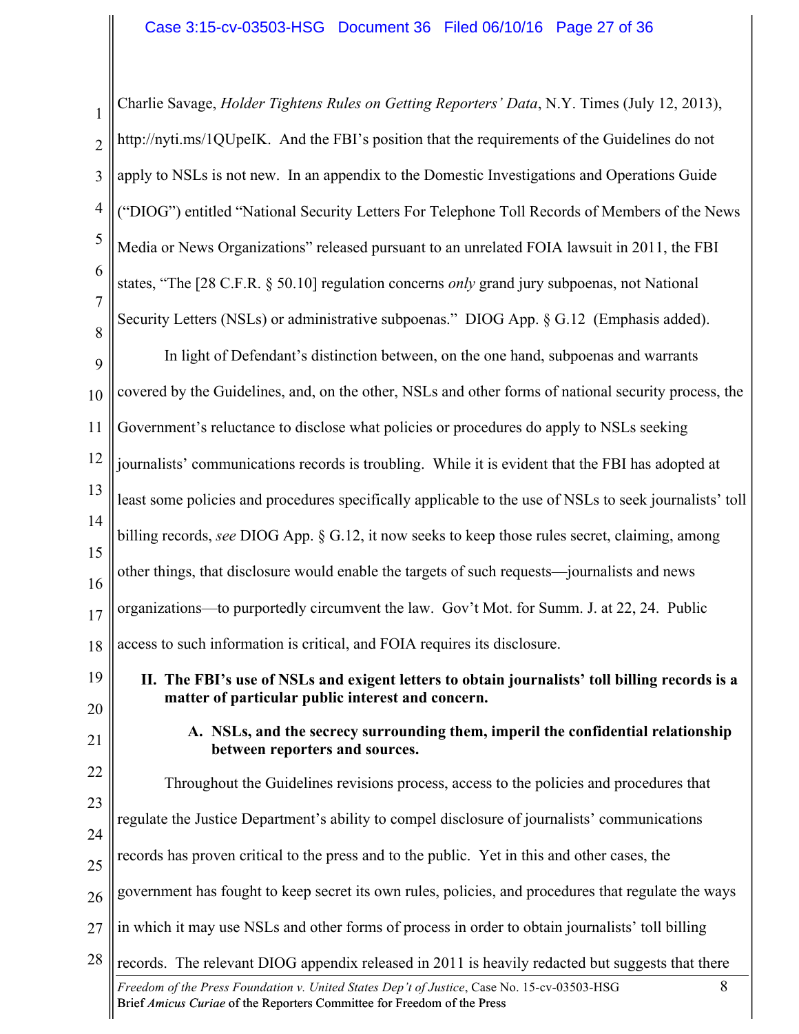Charlie Savage, *Holder Tightens Rules on Getting Reporters' Data*, N.Y. Times (July 12, 2013), http://nyti.ms/1QUpeIK. And the FBI's position that the requirements of the Guidelines do not apply to NSLs is not new. In an appendix to the Domestic Investigations and Operations Guide ("DIOG") entitled "National Security Letters For Telephone Toll Records of Members of the News Media or News Organizations" released pursuant to an unrelated FOIA lawsuit in 2011, the FBI states, "The [28 C.F.R. § 50.10] regulation concerns *only* grand jury subpoenas, not National Security Letters (NSLs) or administrative subpoenas." DIOG App. § G.12 (Emphasis added).

In light of Defendant's distinction between, on the one hand, subpoenas and warrants covered by the Guidelines, and, on the other, NSLs and other forms of national security process, the Government's reluctance to disclose what policies or procedures do apply to NSLs seeking journalists' communications records is troubling. While it is evident that the FBI has adopted at least some policies and procedures specifically applicable to the use of NSLs to seek journalists' toll billing records, *see* DIOG App. § G.12, it now seeks to keep those rules secret, claiming, among other things, that disclosure would enable the targets of such requests—journalists and news organizations—to purportedly circumvent the law. Gov't Mot. for Summ. J. at 22, 24. Public access to such information is critical, and FOIA requires its disclosure.

## II. The FBI's use of NSLs and exigent letters to obtain journalists' toll billing records is a matter of particular public interest and concern.

### A. NSLs, and the secrecy surrounding them, imperil the confidential relationship between reporters and sources.

Throughout the Guidelines revisions process, access to the policies and procedures that regulate the Justice Department's ability to compel disclosure of journalists' communications records has proven critical to the press and to the public. Yet in this and other cases, the government has fought to keep secret its own rules, policies, and procedures that regulate the ways in which it may use NSLs and other forms of process in order to obtain journalists' toll billing records. The relevant DIOG appendix released in 2011 is heavily redacted but suggests that there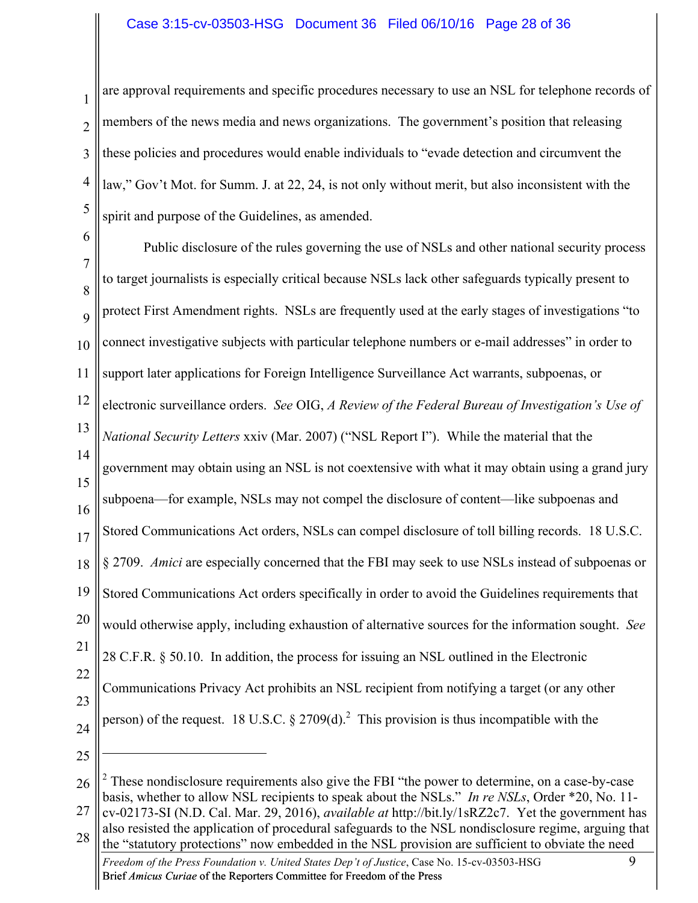are approval requirements and specific procedures necessary to use an NSL for telephone records of members of the news media and news organizations. The government's position that releasing these policies and procedures would enable individuals to "evade detection and circumvent the law," Gov't Mot. for Summ. J. at 22, 24, is not only without merit, but also inconsistent with the spirit and purpose of the Guidelines, as amended.

Public disclosure of the rules governing the use of NSLs and other national security process to target journalists is especially critical because NSLs lack other safeguards typically present to protect First Amendment rights. NSLs are frequently used at the early stages of investigations "to connect investigative subjects with particular telephone numbers or e-mail addresses" in order to support later applications for Foreign Intelligence Surveillance Act warrants, subpoenas, or electronic surveillance orders. *See* OIG, *A Review of the Federal Bureau of Investigation's Use of National Security Letters* xxiv (Mar. 2007) ("NSL Report I"). While the material that the government may obtain using an NSL is not coextensive with what it may obtain using a grand jury subpoena—for example, NSLs may not compel the disclosure of content—like subpoenas and Stored Communications Act orders, NSLs can compel disclosure of toll billing records. 18 U.S.C. § 2709. *Amici* are especially concerned that the FBI may seek to use NSLs instead of subpoenas or Stored Communications Act orders specifically in order to avoid the Guidelines requirements that would otherwise apply, including exhaustion of alternative sources for the information sought. *See* 28 C.F.R. § 50.10. In addition, the process for issuing an NSL outlined in the Electronic Communications Privacy Act prohibits an NSL recipient from notifying a target (or any other person) of the request. 18 U.S.C. § 2709(d).[2] This provision is thus incompatible with the

---

[2] These nondisclosure requirements also give the FBI "the power to determine, on a case-by-case basis, whether to allow NSL recipients to speak about the NSLs." *In re NSLs*, Order *20, No. 11-cv-02173-SI (N.D. Cal. Mar. 29, 2016), *available at* http://bit.ly/1sRZ2c7. Yet the government has also resisted the application of procedural safeguards to the NSL nondisclosure regime, arguing that the "statutory protections" now embedded in the NSL provision are sufficient to obviate the need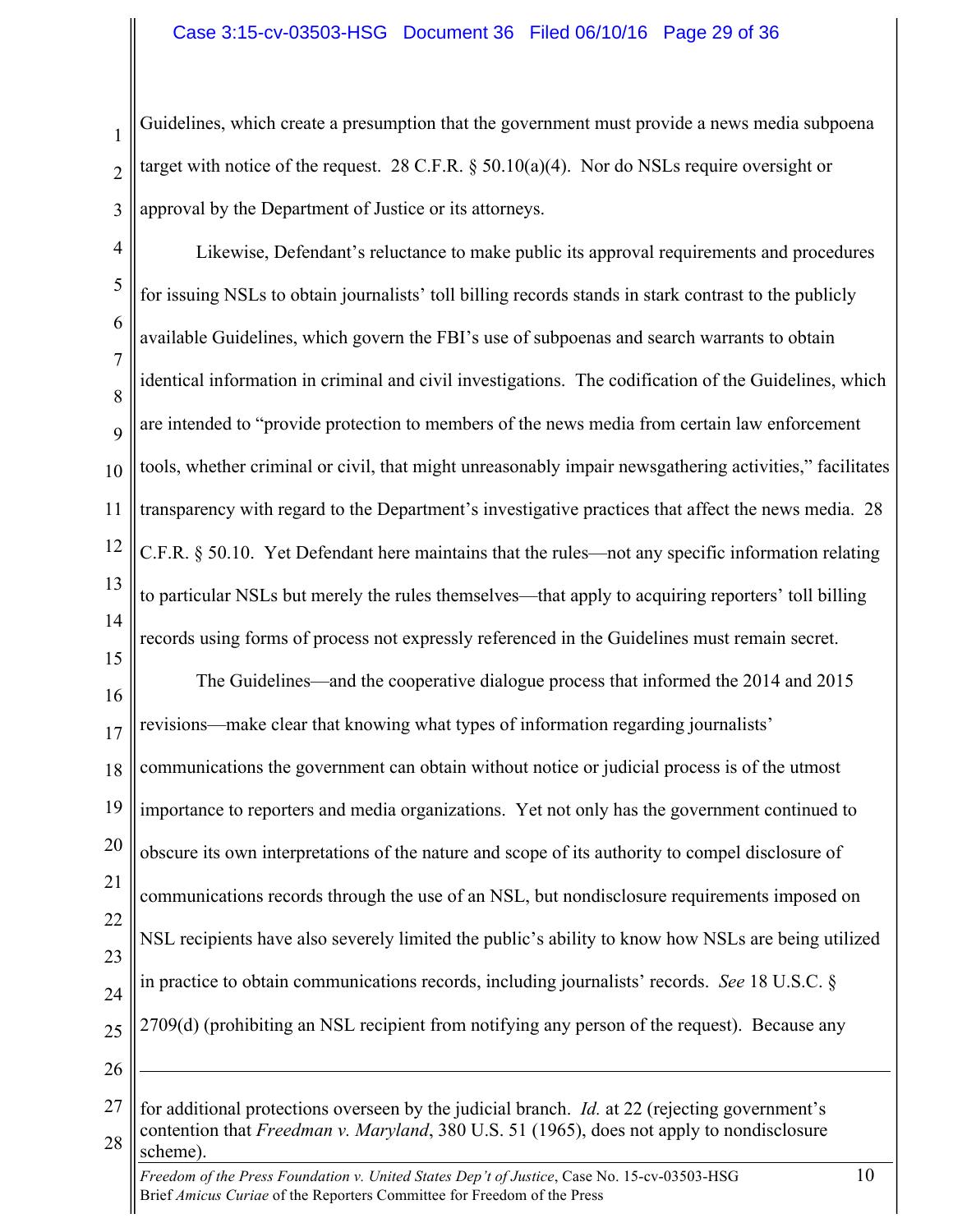Guidelines, which create a presumption that the government must provide a news media subpoena target with notice of the request. 28 C.F.R. § 50.10(a)(4). Nor do NSLs require oversight or approval by the Department of Justice or its attorneys.

Likewise, Defendant's reluctance to make public its approval requirements and procedures for issuing NSLs to obtain journalists' toll billing records stands in stark contrast to the publicly available Guidelines, which govern the FBI's use of subpoenas and search warrants to obtain identical information in criminal and civil investigations. The codification of the Guidelines, which are intended to "provide protection to members of the news media from certain law enforcement tools, whether criminal or civil, that might unreasonably impair newsgathering activities," facilitates transparency with regard to the Department's investigative practices that affect the news media. 28 C.F.R. § 50.10. Yet Defendant here maintains that the rules—not any specific information relating to particular NSLs but merely the rules themselves—that apply to acquiring reporters' toll billing records using forms of process not expressly referenced in the Guidelines must remain secret.

The Guidelines—and the cooperative dialogue process that informed the 2014 and 2015 revisions—make clear that knowing what types of information regarding journalists' communications the government can obtain without notice or judicial process is of the utmost importance to reporters and media organizations. Yet not only has the government continued to obscure its own interpretations of the nature and scope of its authority to compel disclosure of communications records through the use of an NSL, but nondisclosure requirements imposed on NSL recipients have also severely limited the public's ability to know how NSLs are being utilized in practice to obtain communications records, including journalists' records. *See* 18 U.S.C. § 2709(d) (prohibiting an NSL recipient from notifying any person of the request). Because any

---

for additional protections overseen by the judicial branch. *Id.* at 22 (rejecting government's contention that *Freedman v. Maryland*, 380 U.S. 51 (1965), does not apply to nondisclosure scheme).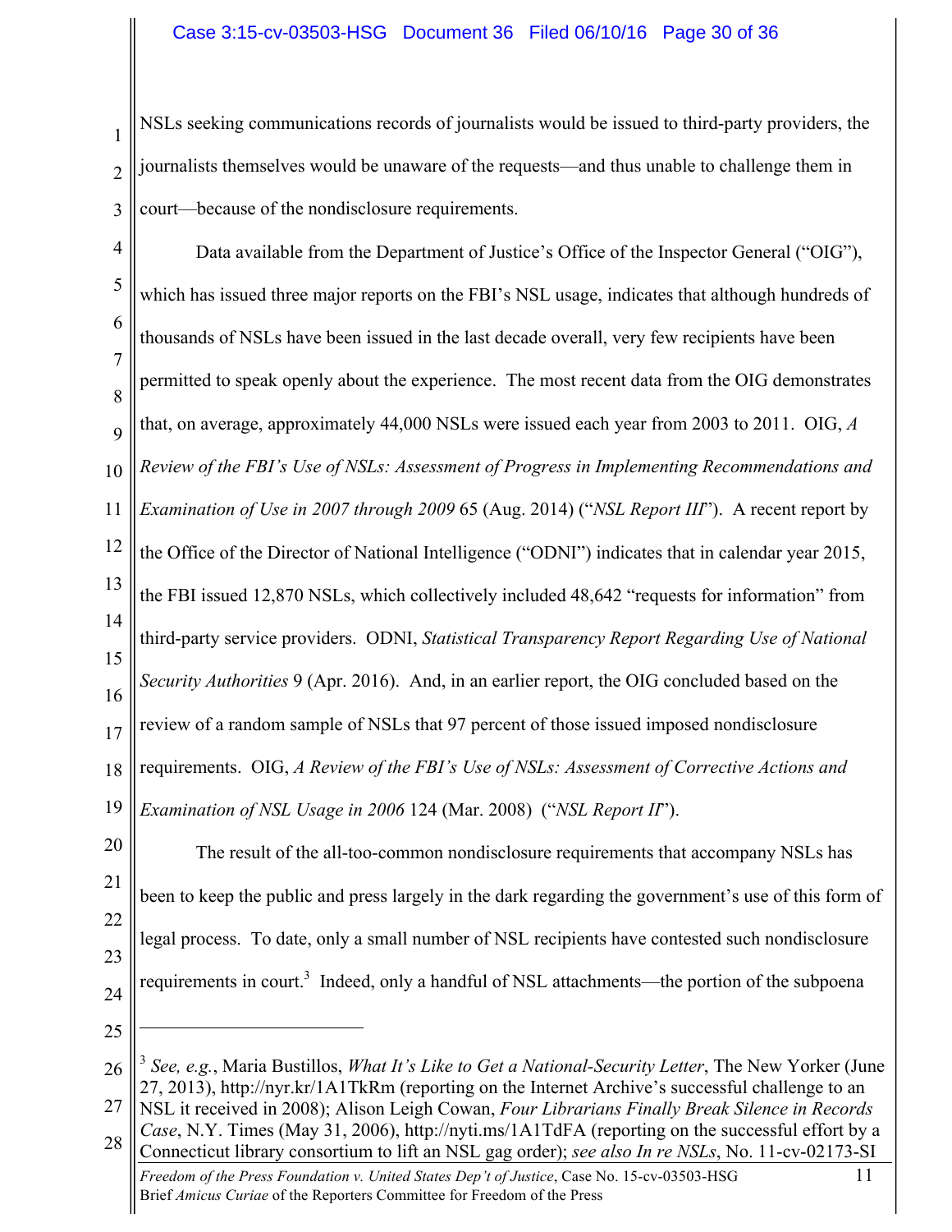NSLs seeking communications records of journalists would be issued to third-party providers, the journalists themselves would be unaware of the requests—and thus unable to challenge them in court—because of the nondisclosure requirements.

Data available from the Department of Justice's Office of the Inspector General ("OIG"), which has issued three major reports on the FBI's NSL usage, indicates that although hundreds of thousands of NSLs have been issued in the last decade overall, very few recipients have been permitted to speak openly about the experience. The most recent data from the OIG demonstrates that, on average, approximately 44,000 NSLs were issued each year from 2003 to 2011. OIG, *A Review of the FBI's Use of NSLs: Assessment of Progress in Implementing Recommendations and Examination of Use in 2007 through 2009* 65 (Aug. 2014) ("*NSL Report III*"). A recent report by the Office of the Director of National Intelligence ("ODNI") indicates that in calendar year 2015, the FBI issued 12,870 NSLs, which collectively included 48,642 "requests for information" from third-party service providers. ODNI, *Statistical Transparency Report Regarding Use of National Security Authorities* 9 (Apr. 2016). And, in an earlier report, the OIG concluded based on the review of a random sample of NSLs that 97 percent of those issued imposed nondisclosure requirements. OIG, *A Review of the FBI's Use of NSLs: Assessment of Corrective Actions and Examination of NSL Usage in 2006* 124 (Mar. 2008) ("*NSL Report II*").

The result of the all-too-common nondisclosure requirements that accompany NSLs has been to keep the public and press largely in the dark regarding the government's use of this form of legal process. To date, only a small number of NSL recipients have contested such nondisclosure requirements in court.[3] Indeed, only a handful of NSL attachments—the portion of the subpoena

---

[3] *See, e.g.*, Maria Bustillos, *What It's Like to Get a National-Security Letter*, The New Yorker (June 27, 2013), http://nyr.kr/1A1TkRm (reporting on the Internet Archive's successful challenge to an NSL it received in 2008); Alison Leigh Cowan, *Four Librarians Finally Break Silence in Records Case*, N.Y. Times (May 31, 2006), http://nyti.ms/1A1TdFA (reporting on the successful effort by a Connecticut library consortium to lift an NSL gag order); *see also In re NSLs*, No. 11-cv-02173-SI

*Freedom of the Press Foundation v. United States Dep't of Justice*, Case No. 15-cv-03503-HSG
Brief *Amicus Curiae* of the Reporters Committee for Freedom of the Press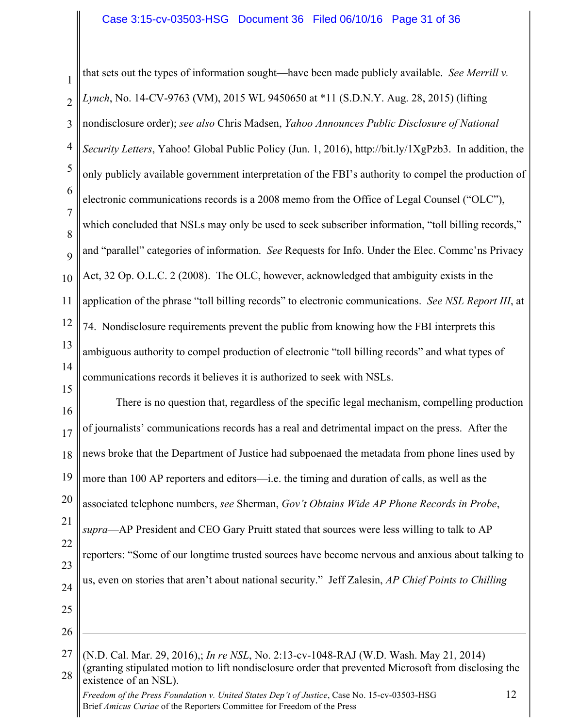that sets out the types of information sought—have been made publicly available. *See Merrill v. Lynch*, No. 14-CV-9763 (VM), 2015 WL 9450650 at *11 (S.D.N.Y. Aug. 28, 2015) (lifting nondisclosure order); *see also* Chris Madsen, *Yahoo Announces Public Disclosure of National Security Letters*, Yahoo! Global Public Policy (Jun. 1, 2016), http://bit.ly/1XgPzb3. In addition, the only publicly available government interpretation of the FBI's authority to compel the production of electronic communications records is a 2008 memo from the Office of Legal Counsel ("OLC"), which concluded that NSLs may only be used to seek subscriber information, "toll billing records," and "parallel" categories of information. *See* Requests for Info. Under the Elec. Commc'ns Privacy Act, 32 Op. O.L.C. 2 (2008). The OLC, however, acknowledged that ambiguity exists in the application of the phrase "toll billing records" to electronic communications. *See NSL Report III*, at 74. Nondisclosure requirements prevent the public from knowing how the FBI interprets this ambiguous authority to compel production of electronic "toll billing records" and what types of communications records it believes it is authorized to seek with NSLs.

There is no question that, regardless of the specific legal mechanism, compelling production of journalists' communications records has a real and detrimental impact on the press. After the news broke that the Department of Justice had subpoenaed the metadata from phone lines used by more than 100 AP reporters and editors—i.e. the timing and duration of calls, as well as the associated telephone numbers, *see* Sherman, *Gov't Obtains Wide AP Phone Records in Probe*, *supra*—AP President and CEO Gary Pruitt stated that sources were less willing to talk to AP reporters: "Some of our longtime trusted sources have become nervous and anxious about talking to us, even on stories that aren't about national security." Jeff Zalesin, *AP Chief Points to Chilling*

---

(N.D. Cal. Mar. 29, 2016),; *In re NSL*, No. 2:13-cv-1048-RAJ (W.D. Wash. May 21, 2014) (granting stipulated motion to lift nondisclosure order that prevented Microsoft from disclosing the existence of an NSL).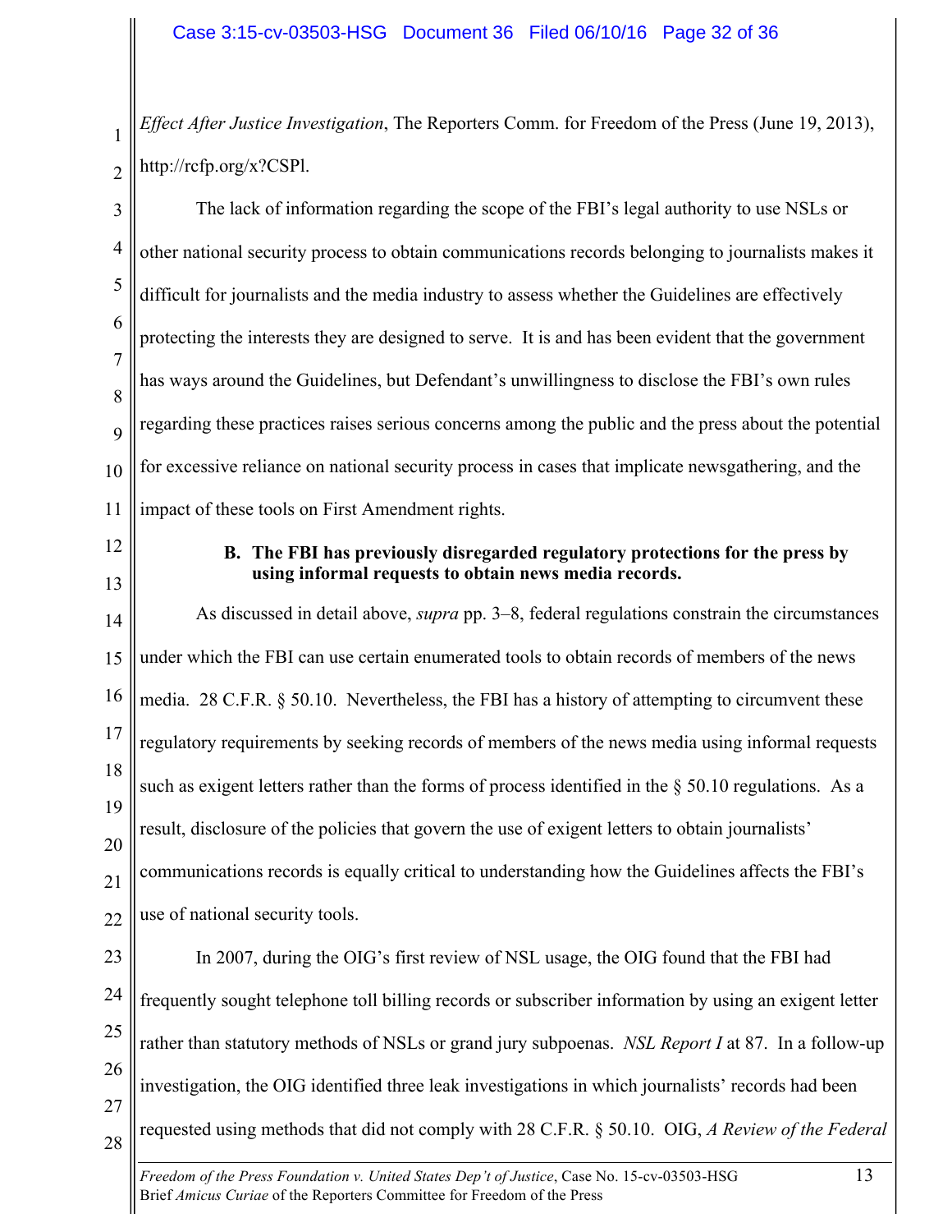*Effect After Justice Investigation*, The Reporters Comm. for Freedom of the Press (June 19, 2013), http://rcfp.org/x?CSPl.

The lack of information regarding the scope of the FBI's legal authority to use NSLs or other national security process to obtain communications records belonging to journalists makes it difficult for journalists and the media industry to assess whether the Guidelines are effectively protecting the interests they are designed to serve. It is and has been evident that the government has ways around the Guidelines, but Defendant's unwillingness to disclose the FBI's own rules regarding these practices raises serious concerns among the public and the press about the potential for excessive reliance on national security process in cases that implicate newsgathering, and the impact of these tools on First Amendment rights.

**B. The FBI has previously disregarded regulatory protections for the press by using informal requests to obtain news media records.**

As discussed in detail above, *supra* pp. 3–8, federal regulations constrain the circumstances under which the FBI can use certain enumerated tools to obtain records of members of the news media. 28 C.F.R. § 50.10. Nevertheless, the FBI has a history of attempting to circumvent these regulatory requirements by seeking records of members of the news media using informal requests such as exigent letters rather than the forms of process identified in the § 50.10 regulations. As a result, disclosure of the policies that govern the use of exigent letters to obtain journalists' communications records is equally critical to understanding how the Guidelines affects the FBI's use of national security tools.

In 2007, during the OIG's first review of NSL usage, the OIG found that the FBI had frequently sought telephone toll billing records or subscriber information by using an exigent letter rather than statutory methods of NSLs or grand jury subpoenas. *NSL Report I* at 87. In a follow-up investigation, the OIG identified three leak investigations in which journalists' records had been requested using methods that did not comply with 28 C.F.R. § 50.10. OIG, *A Review of the Federal*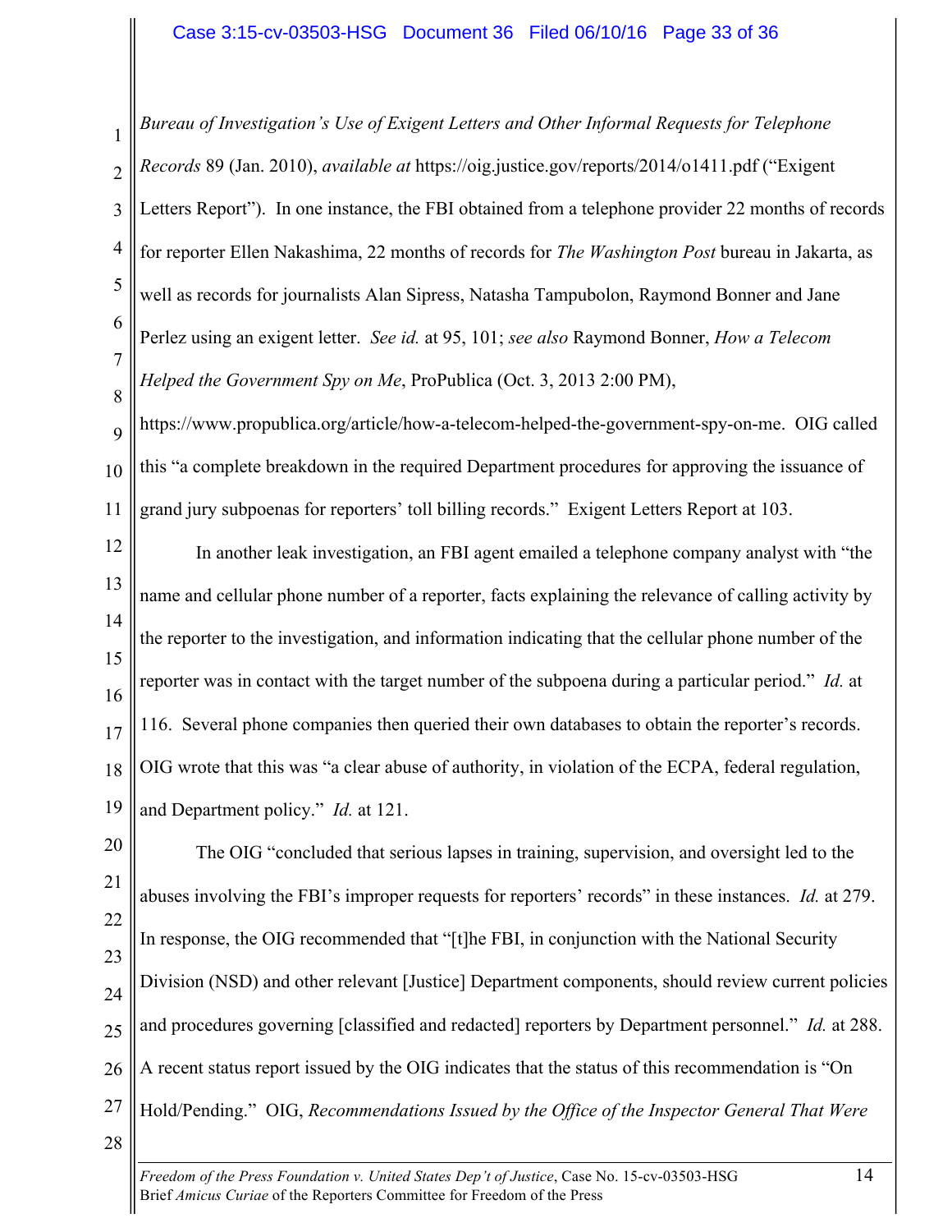*Bureau of Investigation's Use of Exigent Letters and Other Informal Requests for Telephone Records* 89 (Jan. 2010), *available at* https://oig.justice.gov/reports/2014/o1411.pdf ("Exigent Letters Report"). In one instance, the FBI obtained from a telephone provider 22 months of records for reporter Ellen Nakashima, 22 months of records for *The Washington Post* bureau in Jakarta, as well as records for journalists Alan Sipress, Natasha Tampubolon, Raymond Bonner and Jane Perlez using an exigent letter. *See id.* at 95, 101; *see also* Raymond Bonner, *How a Telecom Helped the Government Spy on Me*, ProPublica (Oct. 3, 2013 2:00 PM), https://www.propublica.org/article/how-a-telecom-helped-the-government-spy-on-me. OIG called this "a complete breakdown in the required Department procedures for approving the issuance of grand jury subpoenas for reporters' toll billing records." Exigent Letters Report at 103.

In another leak investigation, an FBI agent emailed a telephone company analyst with "the name and cellular phone number of a reporter, facts explaining the relevance of calling activity by the reporter to the investigation, and information indicating that the cellular phone number of the reporter was in contact with the target number of the subpoena during a particular period." *Id.* at 116. Several phone companies then queried their own databases to obtain the reporter's records. OIG wrote that this was "a clear abuse of authority, in violation of the ECPA, federal regulation, and Department policy." *Id.* at 121.

The OIG "concluded that serious lapses in training, supervision, and oversight led to the abuses involving the FBI's improper requests for reporters' records" in these instances. *Id.* at 279. In response, the OIG recommended that "[t]he FBI, in conjunction with the National Security Division (NSD) and other relevant [Justice] Department components, should review current policies and procedures governing [classified and redacted] reporters by Department personnel." *Id.* at 288. A recent status report issued by the OIG indicates that the status of this recommendation is "On Hold/Pending." OIG, *Recommendations Issued by the Office of the Inspector General That Were*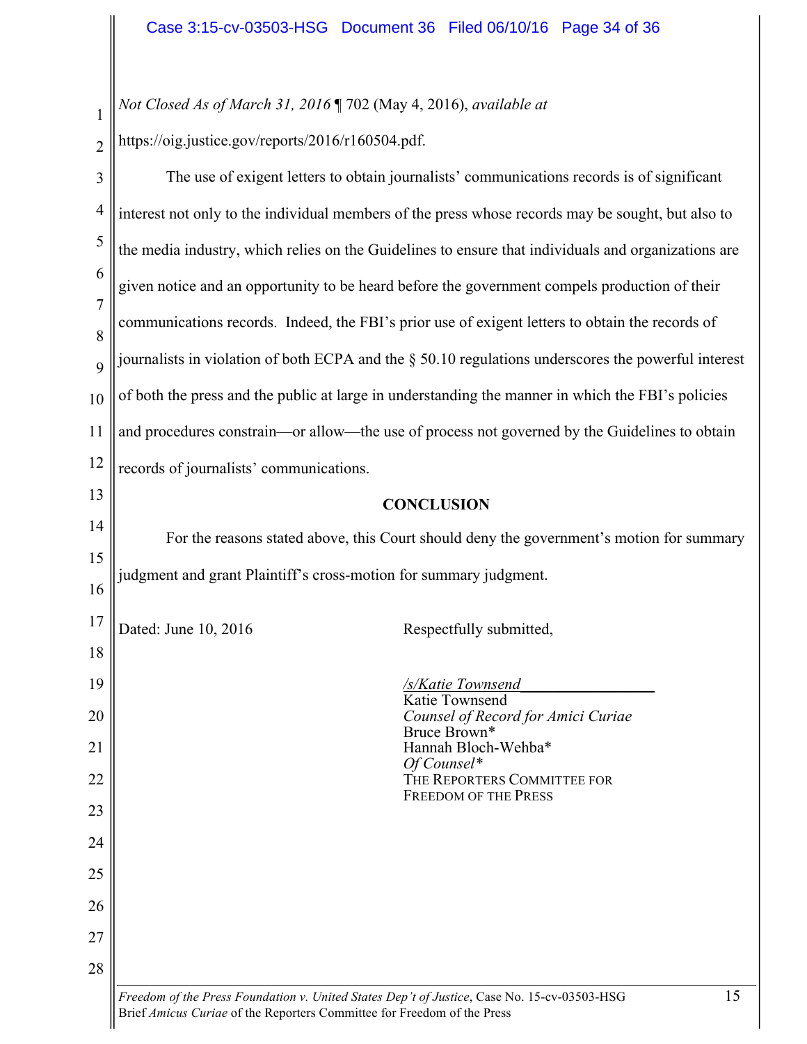*Not Closed As of March 31, 2016* ¶ 702 (May 4, 2016), *available at* https://oig.justice.gov/reports/2016/r160504.pdf.

The use of exigent letters to obtain journalists' communications records is of significant interest not only to the individual members of the press whose records may be sought, but also to the media industry, which relies on the Guidelines to ensure that individuals and organizations are given notice and an opportunity to be heard before the government compels production of their communications records. Indeed, the FBI's prior use of exigent letters to obtain the records of journalists in violation of both ECPA and the § 50.10 regulations underscores the powerful interest of both the press and the public at large in understanding the manner in which the FBI's policies and procedures constrain—or allow—the use of process not governed by the Guidelines to obtain records of journalists' communications.

**CONCLUSION**

For the reasons stated above, this Court should deny the government's motion for summary judgment and grant Plaintiff's cross-motion for summary judgment.

Dated: June 10, 2016

Respectfully submitted,

*/s/Katie Townsend*
Katie Townsend
*Counsel of Record for Amici Curiae*
Bruce Brown*
Hannah Bloch-Wehba*
*Of Counsel**
THE REPORTERS COMMITTEE FOR FREEDOM OF THE PRESS

*Freedom of the Press Foundation v. United States Dep't of Justice*, Case No. 15-cv-03503-HSG
Brief *Amicus Curiae* of the Reporters Committee for Freedom of the Press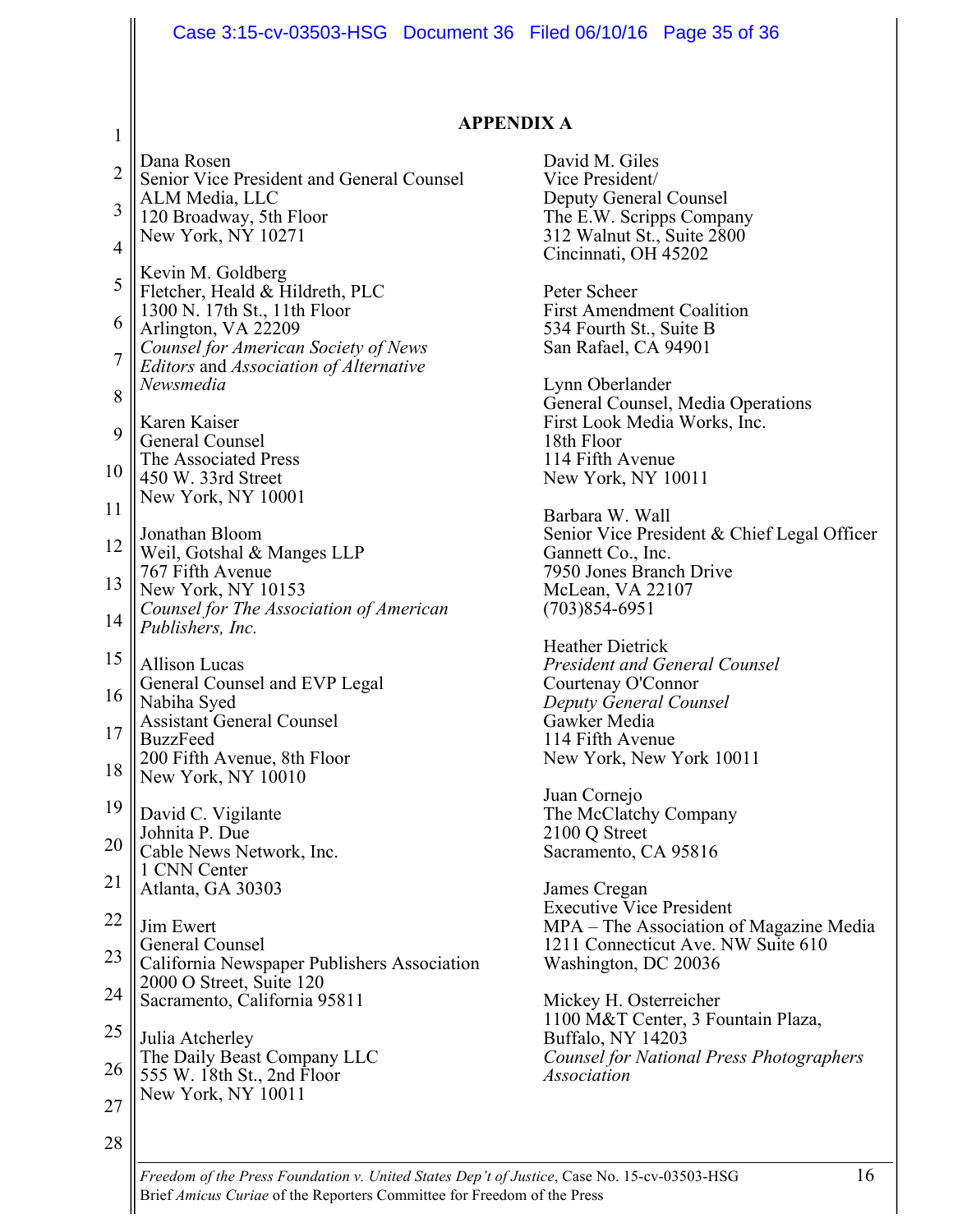## APPENDIX A

Dana Rosen
Senior Vice President and General Counsel
ALM Media, LLC
120 Broadway, 5th Floor
New York, NY 10271

Kevin M. Goldberg
Fletcher, Heald & Hildreth, PLC
1300 N. 17th St., 11th Floor
Arlington, VA 22209
*Counsel for American Society of News Editors* and *Association of Alternative Newsmedia*

Karen Kaiser
General Counsel
The Associated Press
450 W. 33rd Street
New York, NY 10001

Jonathan Bloom
Weil, Gotshal & Manges LLP
767 Fifth Avenue
New York, NY 10153
*Counsel for The Association of American Publishers, Inc.*

Allison Lucas
General Counsel and EVP Legal
Nabiha Syed
Assistant General Counsel
BuzzFeed
200 Fifth Avenue, 8th Floor
New York, NY 10010

David C. Vigilante
Johnita P. Due
Cable News Network, Inc.
1 CNN Center
Atlanta, GA 30303

Jim Ewert
General Counsel
California Newspaper Publishers Association
2000 O Street, Suite 120
Sacramento, California 95811

Julia Atcherley
The Daily Beast Company LLC
555 W. 18th St., 2nd Floor
New York, NY 10011

David M. Giles
Vice President/
Deputy General Counsel
The E.W. Scripps Company
312 Walnut St., Suite 2800
Cincinnati, OH 45202

Peter Scheer
First Amendment Coalition
534 Fourth St., Suite B
San Rafael, CA 94901

Lynn Oberlander
General Counsel, Media Operations
First Look Media Works, Inc.
18th Floor
114 Fifth Avenue
New York, NY 10011

Barbara W. Wall
Senior Vice President & Chief Legal Officer
Gannett Co., Inc.
7950 Jones Branch Drive
McLean, VA 22107
(703)854-6951

Heather Dietrick
*President and General Counsel*
Courtenay O'Connor
*Deputy General Counsel*
Gawker Media
114 Fifth Avenue
New York, New York 10011

Juan Cornejo
The McClatchy Company
2100 Q Street
Sacramento, CA 95816

James Cregan
Executive Vice President
MPA – The Association of Magazine Media
1211 Connecticut Ave. NW Suite 610
Washington, DC 20036

Mickey H. Osterreicher
1100 M&T Center, 3 Fountain Plaza,
Buffalo, NY 14203
*Counsel for National Press Photographers Association*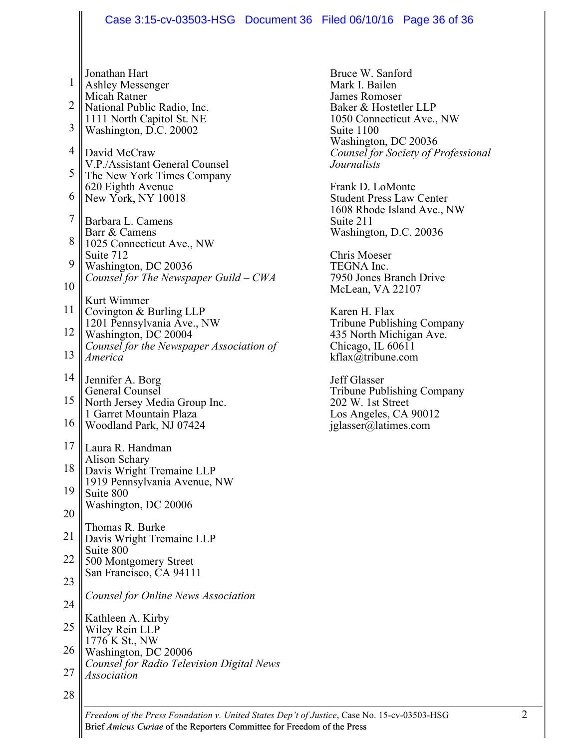Jonathan Hart
Ashley Messenger
Micah Ratner
National Public Radio, Inc.
1111 North Capitol St. NE
Washington, D.C. 20002

David McCraw
V.P./Assistant General Counsel
The New York Times Company
620 Eighth Avenue
New York, NY 10018

Barbara L. Camens
Barr & Camens
1025 Connecticut Ave., NW
Suite 712
Washington, DC 20036
*Counsel for The Newspaper Guild – CWA*

Kurt Wimmer
Covington & Burling LLP
1201 Pennsylvania Ave., NW
Washington, DC 20004
*Counsel for the Newspaper Association of America*

Jennifer A. Borg
General Counsel
North Jersey Media Group Inc.
1 Garret Mountain Plaza
Woodland Park, NJ 07424

Laura R. Handman
Alison Schary
Davis Wright Tremaine LLP
1919 Pennsylvania Avenue, NW
Suite 800
Washington, DC 20006

Thomas R. Burke
Davis Wright Tremaine LLP
Suite 800
500 Montgomery Street
San Francisco, CA 94111

*Counsel for Online News Association*

Kathleen A. Kirby
Wiley Rein LLP
1776 K St., NW
Washington, DC 20006
*Counsel for Radio Television Digital News Association*

Bruce W. Sanford
Mark I. Bailen
James Romoser
Baker & Hostetler LLP
1050 Connecticut Ave., NW
Suite 1100
Washington, DC 20036
*Counsel for Society of Professional Journalists*

Frank D. LoMonte
Student Press Law Center
1608 Rhode Island Ave., NW
Suite 211
Washington, D.C. 20036

Chris Moeser
TEGNA Inc.
7950 Jones Branch Drive
McLean, VA 22107

Karen H. Flax
Tribune Publishing Company
435 North Michigan Ave.
Chicago, IL 60611
kflax@tribune.com

Jeff Glasser
Tribune Publishing Company
202 W. 1st Street
Los Angeles, CA 90012
jglasser@latimes.com